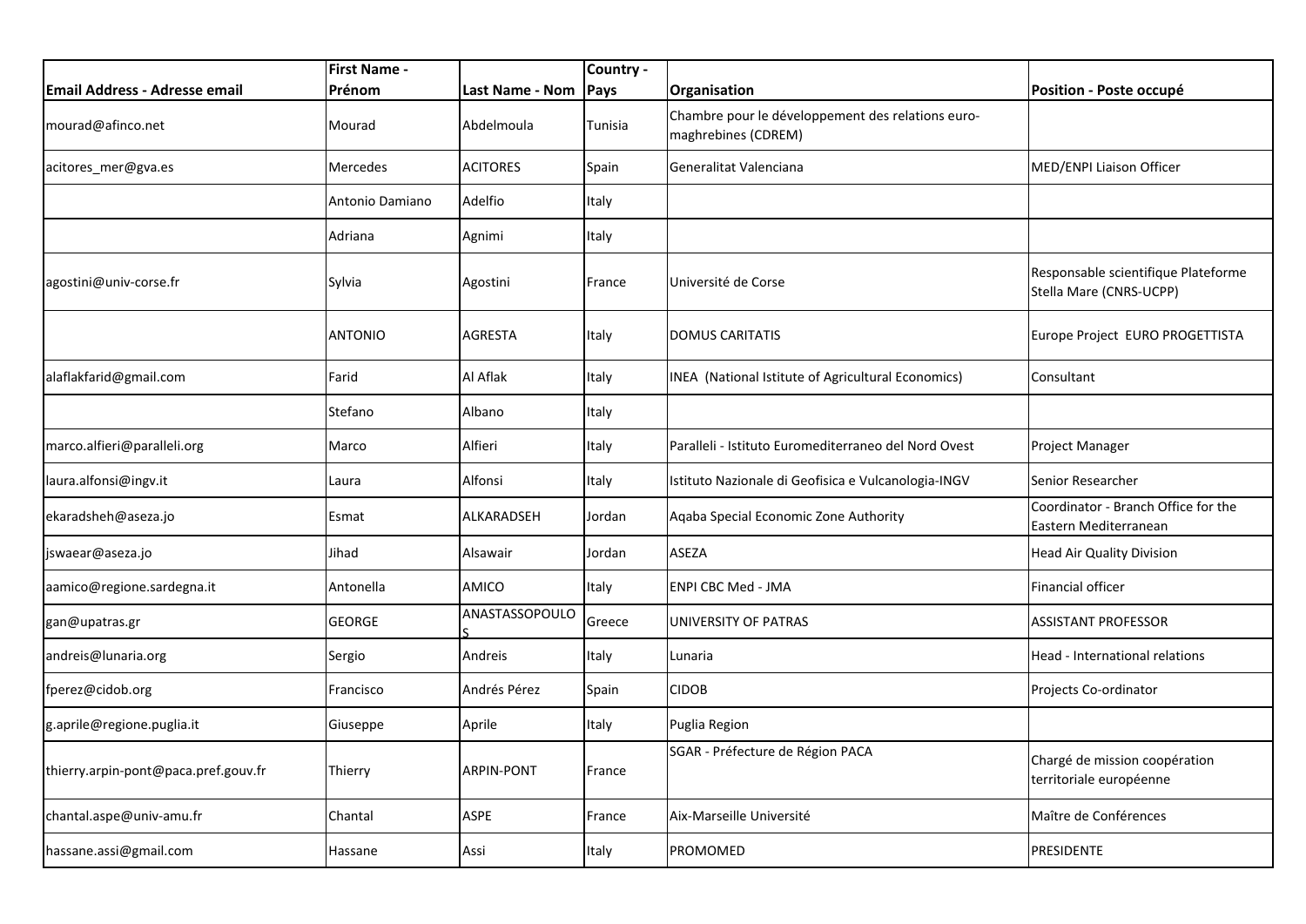| Email Address - Adresse email | First Name - Prénom | Last Name - Nom | Country - Pays | Organisation | Position - Poste occupé |
|---|---|---|---|---|---|
| mourad@afinco.net | Mourad | Abdelmoula | Tunisia | Chambre pour le développement des relations euro-maghrebines (CDREM) | |
| acitores_mer@gva.es | Mercedes | ACITORES | Spain | Generalitat Valenciana | MED/ENPI Liaison Officer |
| | Antonio Damiano | Adelfio | Italy | | |
| | Adriana | Agnimi | Italy | | |
| agostini@univ-corse.fr | Sylvia | Agostini | France | Université de Corse | Responsable scientifique Plateforme Stella Mare (CNRS-UCPP) |
| | ANTONIO | AGRESTA | Italy | DOMUS CARITATIS | Europe Project EURO PROGETTISTA |
| alaflakfarid@gmail.com | Farid | Al Aflak | Italy | INEA (National Istitute of Agricultural Economics) | Consultant |
| | Stefano | Albano | Italy | | |
| marco.alfieri@paralleli.org | Marco | Alfieri | Italy | Paralleli - Istituto Euromediterraneo del Nord Ovest | Project Manager |
| laura.alfonsi@ingv.it | Laura | Alfonsi | Italy | Istituto Nazionale di Geofisica e Vulcanologia-INGV | Senior Researcher |
| ekaradsheh@aseza.jo | Esmat | ALKARADSEH | Jordan | Aqaba Special Economic Zone Authority | Coordinator - Branch Office for the Eastern Mediterranean |
| jswaear@aseza.jo | Jihad | Alsawair | Jordan | ASEZA | Head Air Quality Division |
| aamico@regione.sardegna.it | Antonella | AMICO | Italy | ENPI CBC Med - JMA | Financial officer |
| gan@upatras.gr | GEORGE | ANASTASSOPOULOS | Greece | UNIVERSITY OF PATRAS | ASSISTANT PROFESSOR |
| andreis@lunaria.org | Sergio | Andreis | Italy | Lunaria | Head - International relations |
| fperez@cidob.org | Francisco | Andrés Pérez | Spain | CIDOB | Projects Co-ordinator |
| g.aprile@regione.puglia.it | Giuseppe | Aprile | Italy | Puglia Region | |
| thierry.arpin-pont@paca.pref.gouv.fr | Thierry | ARPIN-PONT | France | SGAR - Préfecture de Région PACA | Chargé de mission coopération territoriale européenne |
| chantal.aspe@univ-amu.fr | Chantal | ASPE | France | Aix-Marseille Université | Maître de Conférences |
| hassane.assi@gmail.com | Hassane | Assi | Italy | PROMOMED | PRESIDENTE |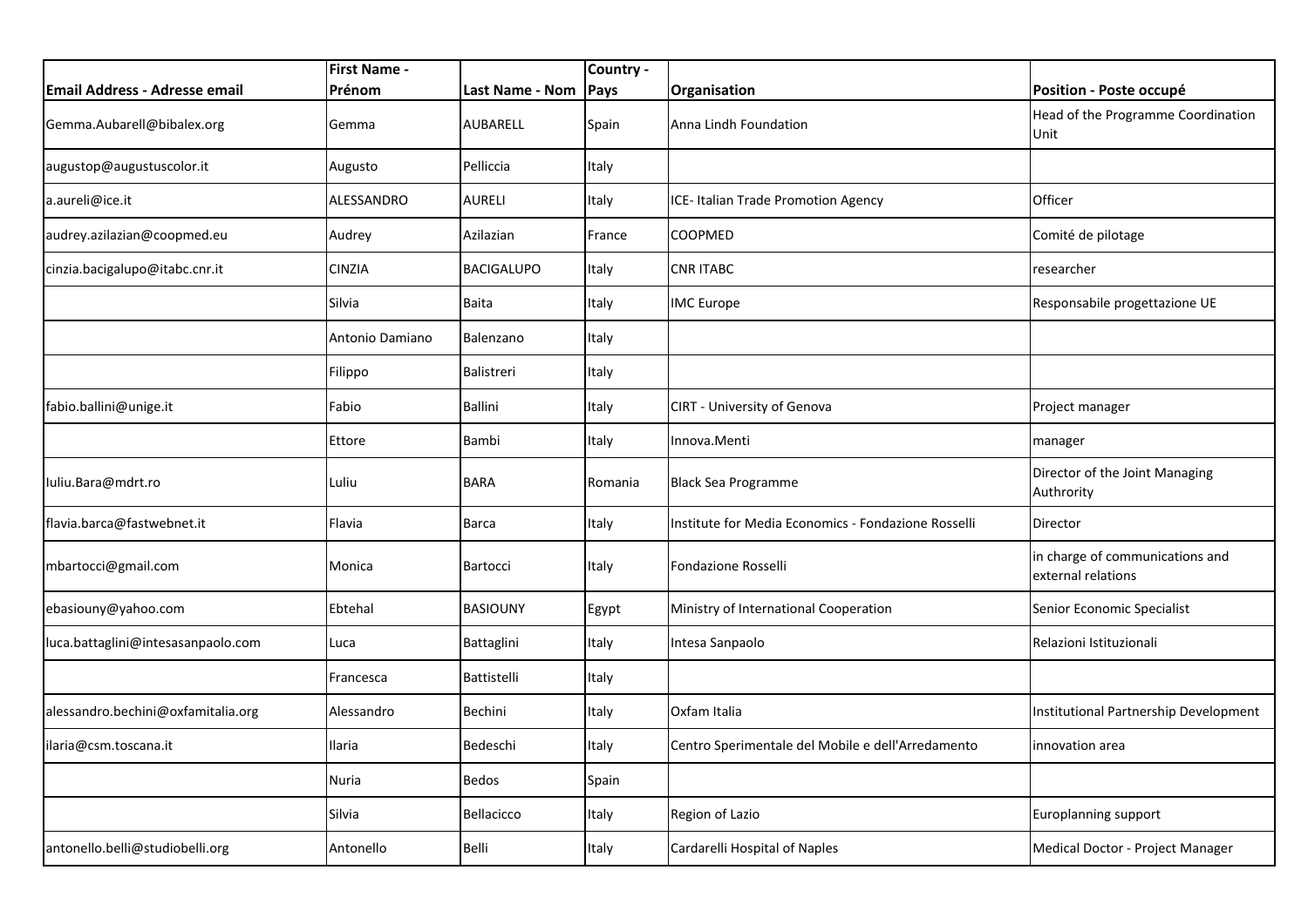| Email Address - Adresse email | First Name - Prénom | Last Name - Nom | Country - Pays | Organisation | Position - Poste occupé |
|---|---|---|---|---|---|
| Gemma.Aubarell@bibalex.org | Gemma | AUBARELL | Spain | Anna Lindh Foundation | Head of the Programme Coordination Unit |
| augustop@augustuscolor.it | Augusto | Pelliccia | Italy | | |
| a.aureli@ice.it | ALESSANDRO | AURELI | Italy | ICE- Italian Trade Promotion Agency | Officer |
| audrey.azilazian@coopmed.eu | Audrey | Azilazian | France | COOPMED | Comité de pilotage |
| cinzia.bacigalupo@itabc.cnr.it | CINZIA | BACIGALUPO | Italy | CNR ITABC | researcher |
| | Silvia | Baita | Italy | IMC Europe | Responsabile progettazione UE |
| | Antonio Damiano | Balenzano | Italy | | |
| | Filippo | Balistreri | Italy | | |
| fabio.ballini@unige.it | Fabio | Ballini | Italy | CIRT - University of Genova | Project manager |
| | Ettore | Bambi | Italy | Innova.Menti | manager |
| Iuliu.Bara@mdrt.ro | Luliu | BARA | Romania | Black Sea Programme | Director of the Joint Managing Authrority |
| flavia.barca@fastwebnet.it | Flavia | Barca | Italy | Institute for Media Economics - Fondazione Rosselli | Director |
| mbartocci@gmail.com | Monica | Bartocci | Italy | Fondazione Rosselli | in charge of communications and external relations |
| ebasiouny@yahoo.com | Ebtehal | BASIOUNY | Egypt | Ministry of International Cooperation | Senior Economic Specialist |
| luca.battaglini@intesasanpaolo.com | Luca | Battaglini | Italy | Intesa Sanpaolo | Relazioni Istituzionali |
| | Francesca | Battistelli | Italy | | |
| alessandro.bechini@oxfamitalia.org | Alessandro | Bechini | Italy | Oxfam Italia | Institutional Partnership Development |
| ilaria@csm.toscana.it | Ilaria | Bedeschi | Italy | Centro Sperimentale del Mobile e dell'Arredamento | innovation area |
| | Nuria | Bedos | Spain | | |
| | Silvia | Bellacicco | Italy | Region of Lazio | Europlanning support |
| antonello.belli@studiobelli.org | Antonello | Belli | Italy | Cardarelli Hospital of Naples | Medical Doctor - Project Manager |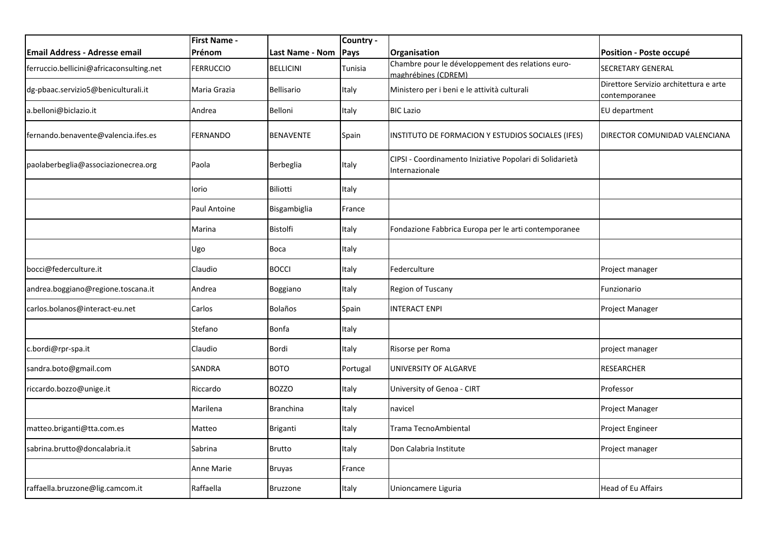| Email Address - Adresse email | First Name - Prénom | Last Name - Nom | Country - Pays | Organisation | Position - Poste occupé |
|---|---|---|---|---|---|
| ferruccio.bellicini@africaconsulting.net | FERRUCCIO | BELLICINI | Tunisia | Chambre pour le développement des relations euro-maghrébines (CDREM) | SECRETARY GENERAL |
| dg-pbaac.servizio5@beniculturali.it | Maria Grazia | Bellisario | Italy | Ministero per i beni e le attività culturali | Direttore Servizio architettura e arte contemporanee |
| a.belloni@biclazio.it | Andrea | Belloni | Italy | BIC Lazio | EU department |
| fernando.benavente@valencia.ifes.es | FERNANDO | BENAVENTE | Spain | INSTITUTO DE FORMACION Y ESTUDIOS SOCIALES (IFES) | DIRECTOR COMUNIDAD VALENCIANA |
| paolaberbeglia@associazionecrea.org | Paola | Berbeglia | Italy | CIPSI - Coordinamento Iniziative Popolari di Solidarietà Internazionale | |
| | Iorio | Biliotti | Italy | | |
| | Paul Antoine | Bisgambiglia | France | | |
| | Marina | Bistolfi | Italy | Fondazione Fabbrica Europa per le arti contemporanee | |
| | Ugo | Boca | Italy | | |
| bocci@federculture.it | Claudio | BOCCI | Italy | Federculture | Project manager |
| andrea.boggiano@regione.toscana.it | Andrea | Boggiano | Italy | Region of Tuscany | Funzionario |
| carlos.bolanos@interact-eu.net | Carlos | Bolaños | Spain | INTERACT ENPI | Project Manager |
| | Stefano | Bonfa | Italy | | |
| c.bordi@rpr-spa.it | Claudio | Bordi | Italy | Risorse per Roma | project manager |
| sandra.boto@gmail.com | SANDRA | BOTO | Portugal | UNIVERSITY OF ALGARVE | RESEARCHER |
| riccardo.bozzo@unige.it | Riccardo | BOZZO | Italy | University of Genoa - CIRT | Professor |
| | Marilena | Branchina | Italy | navicel | Project Manager |
| matteo.briganti@tta.com.es | Matteo | Briganti | Italy | Trama TecnoAmbiental | Project Engineer |
| sabrina.brutto@doncalabria.it | Sabrina | Brutto | Italy | Don Calabria Institute | Project manager |
| | Anne Marie | Bruyas | France | | |
| raffaella.bruzzone@lig.camcom.it | Raffaella | Bruzzone | Italy | Unioncamere Liguria | Head of Eu Affairs |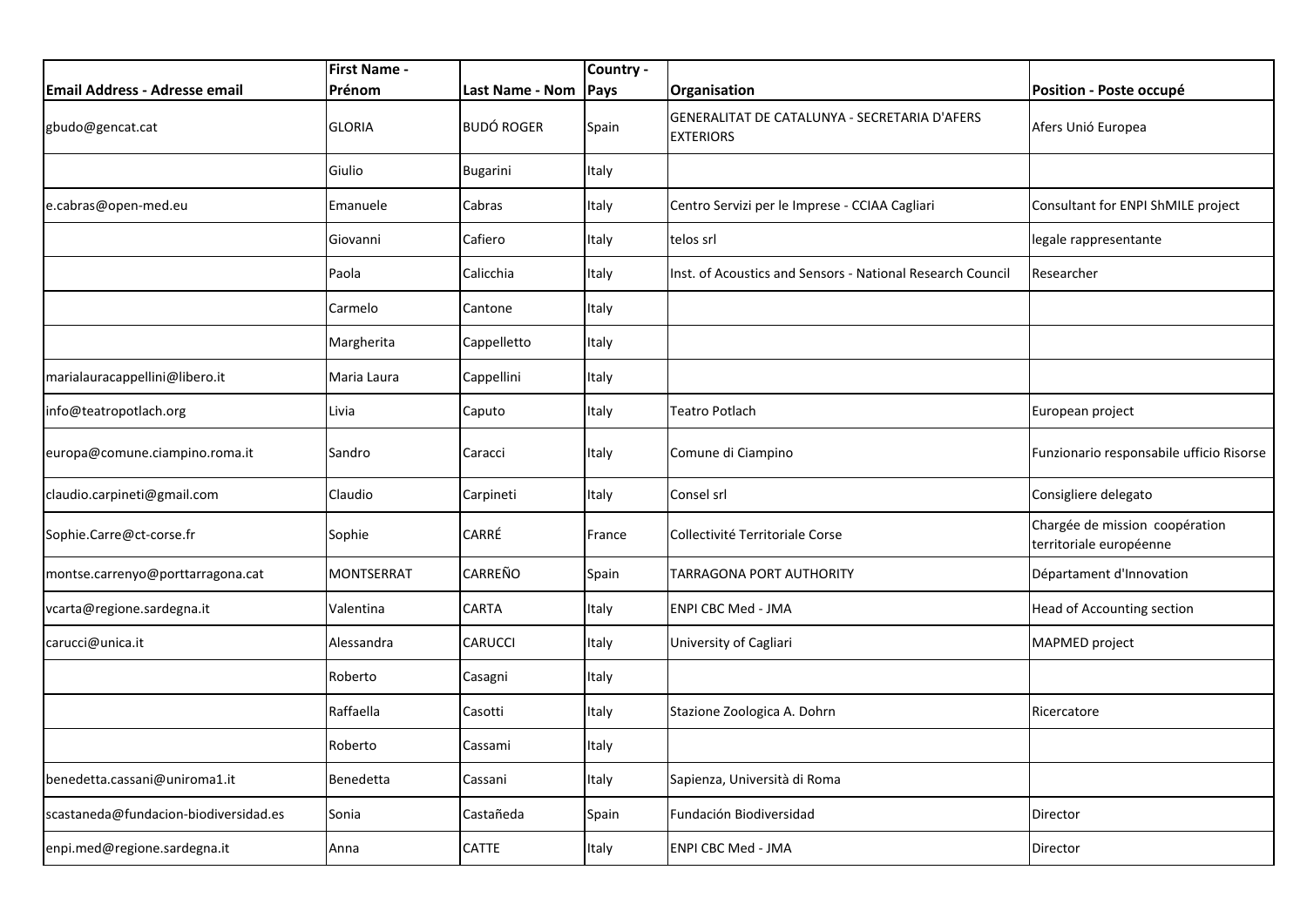| Email Address - Adresse email | First Name - Prénom | Last Name - Nom | Country - Pays | Organisation | Position - Poste occupé |
| --- | --- | --- | --- | --- | --- |
| gbudo@gencat.cat | GLORIA | BUDÓ ROGER | Spain | GENERALITAT DE CATALUNYA - SECRETARIA D'AFERS EXTERIORS | Afers Unió Europea |
| | Giulio | Bugarini | Italy | | |
| e.cabras@open-med.eu | Emanuele | Cabras | Italy | Centro Servizi per le Imprese - CCIAA Cagliari | Consultant for ENPI ShMILE project |
| | Giovanni | Cafiero | Italy | telos srl | legale rappresentante |
| | Paola | Calicchia | Italy | Inst. of Acoustics and Sensors - National Research Council | Researcher |
| | Carmelo | Cantone | Italy | | |
| | Margherita | Cappelletto | Italy | | |
| marialauracappellini@libero.it | Maria Laura | Cappellini | Italy | | |
| info@teatropotlach.org | Livia | Caputo | Italy | Teatro Potlach | European project |
| europa@comune.ciampino.roma.it | Sandro | Caracci | Italy | Comune di Ciampino | Funzionario responsabile ufficio Risorse |
| claudio.carpineti@gmail.com | Claudio | Carpineti | Italy | Consel srl | Consigliere delegato |
| Sophie.Carre@ct-corse.fr | Sophie | CARRÉ | France | Collectivité Territoriale Corse | Chargée de mission coopération territoriale européenne |
| montse.carrenyo@porttarragona.cat | MONTSERRAT | CARREÑO | Spain | TARRAGONA PORT AUTHORITY | Départament d'Innovation |
| vcarta@regione.sardegna.it | Valentina | CARTA | Italy | ENPI CBC Med - JMA | Head of Accounting section |
| carucci@unica.it | Alessandra | CARUCCI | Italy | University of Cagliari | MAPMED project |
| | Roberto | Casagni | Italy | | |
| | Raffaella | Casotti | Italy | Stazione Zoologica A. Dohrn | Ricercatore |
| | Roberto | Cassami | Italy | | |
| benedetta.cassani@uniroma1.it | Benedetta | Cassani | Italy | Sapienza, Università di Roma | |
| scastaneda@fundacion-biodiversidad.es | Sonia | Castañeda | Spain | Fundación Biodiversidad | Director |
| enpi.med@regione.sardegna.it | Anna | CATTE | Italy | ENPI CBC Med - JMA | Director |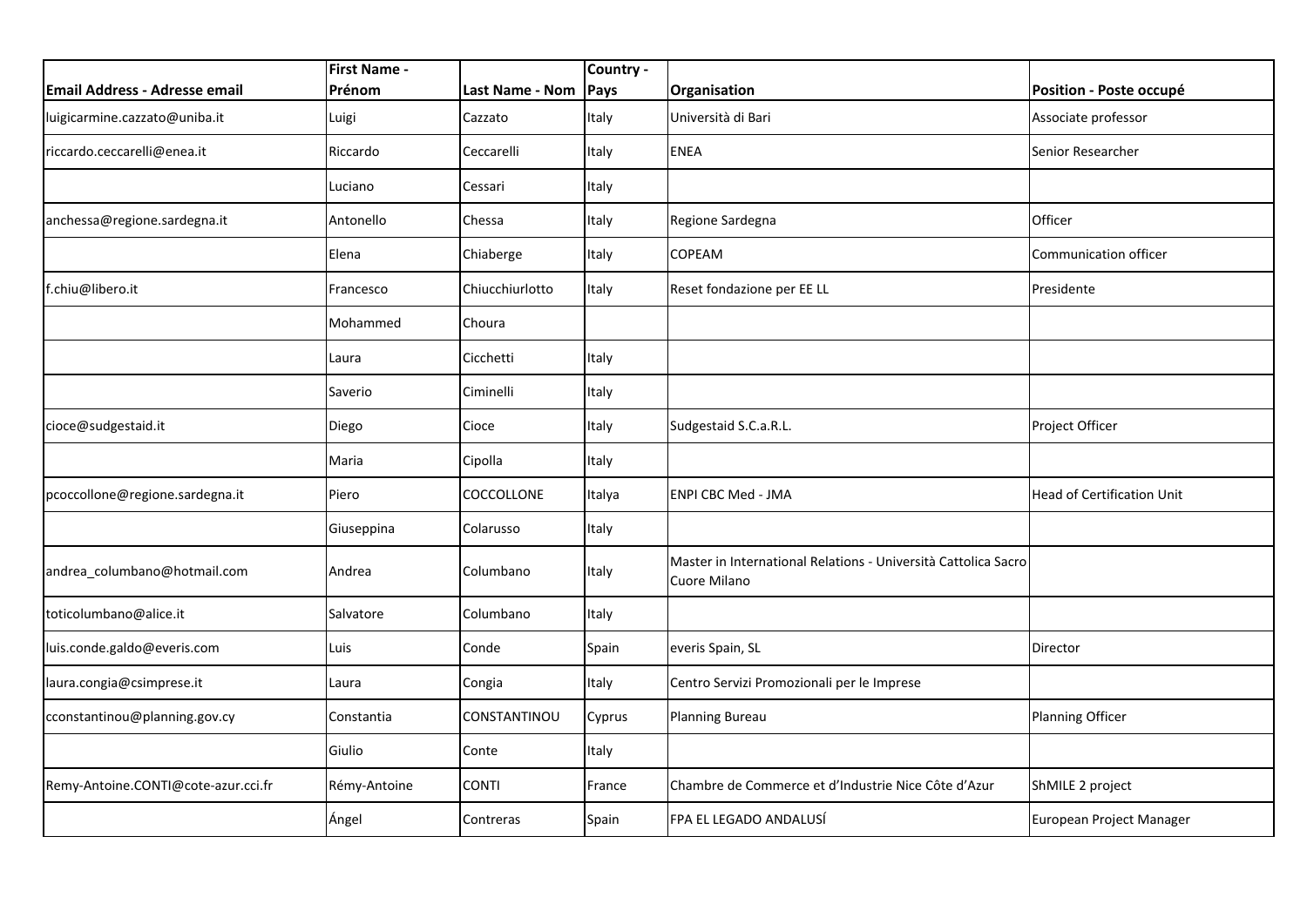| Email Address - Adresse email | First Name - Prénom | Last Name - Nom | Country - Pays | Organisation | Position - Poste occupé |
|---|---|---|---|---|---|
| luigicarmine.cazzato@uniba.it | Luigi | Cazzato | Italy | Università di Bari | Associate professor |
| riccardo.ceccarelli@enea.it | Riccardo | Ceccarelli | Italy | ENEA | Senior Researcher |
| | Luciano | Cessari | Italy | | |
| anchessa@regione.sardegna.it | Antonello | Chessa | Italy | Regione Sardegna | Officer |
| | Elena | Chiaberge | Italy | COPEAM | Communication officer |
| f.chiu@libero.it | Francesco | Chiucchiurlotto | Italy | Reset fondazione per EE LL | Presidente |
| | Mohammed | Choura | | | |
| | Laura | Cicchetti | Italy | | |
| | Saverio | Ciminelli | Italy | | |
| cioce@sudgestaid.it | Diego | Cioce | Italy | Sudgestaid S.C.a.R.L. | Project Officer |
| | Maria | Cipolla | Italy | | |
| pcoccollone@regione.sardegna.it | Piero | COCCOLLONE | Italya | ENPI CBC Med - JMA | Head of Certification Unit |
| | Giuseppina | Colarusso | Italy | | |
| andrea_columbano@hotmail.com | Andrea | Columbano | Italy | Master in International Relations - Università Cattolica Sacro Cuore Milano | |
| toticolumbano@alice.it | Salvatore | Columbano | Italy | | |
| luis.conde.galdo@everis.com | Luis | Conde | Spain | everis Spain, SL | Director |
| laura.congia@csimprese.it | Laura | Congia | Italy | Centro Servizi Promozionali per le Imprese | |
| cconstantinou@planning.gov.cy | Constantia | CONSTANTINOU | Cyprus | Planning Bureau | Planning Officer |
| | Giulio | Conte | Italy | | |
| Remy-Antoine.CONTI@cote-azur.cci.fr | Rémy-Antoine | CONTI | France | Chambre de Commerce et d'Industrie Nice Côte d'Azur | ShMILE 2 project |
| | Ángel | Contreras | Spain | FPA EL LEGADO ANDALUSÍ | European Project Manager |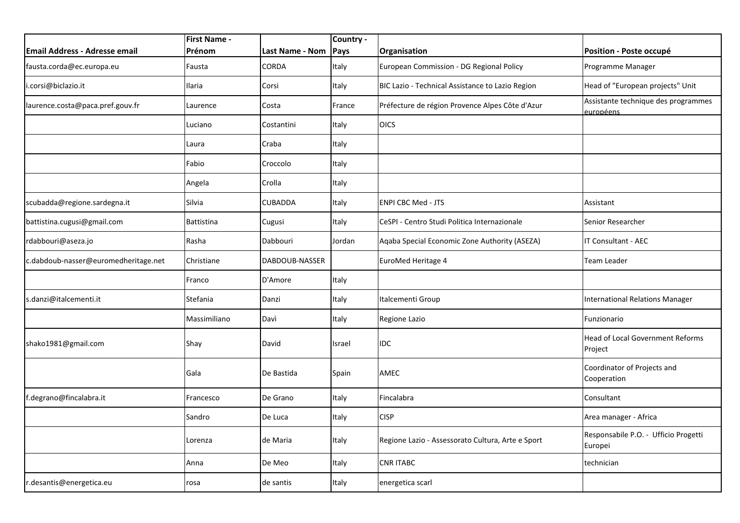| Email Address - Adresse email | First Name - Prénom | Last Name - Nom | Country - Pays | Organisation | Position - Poste occupé |
|---|---|---|---|---|---|
| fausta.corda@ec.europa.eu | Fausta | CORDA | Italy | European Commission - DG Regional Policy | Programme Manager |
| i.corsi@biclazio.it | Ilaria | Corsi | Italy | BIC Lazio - Technical Assistance to Lazio Region | Head of "European projects" Unit |
| laurence.costa@paca.pref.gouv.fr | Laurence | Costa | France | Préfecture de région Provence Alpes Côte d'Azur | Assistante technique des programmes européens |
| | Luciano | Costantini | Italy | OICS | |
| | Laura | Craba | Italy | | |
| | Fabio | Croccolo | Italy | | |
| | Angela | Crolla | Italy | | |
| scubadda@regione.sardegna.it | Silvia | CUBADDA | Italy | ENPI CBC Med - JTS | Assistant |
| battistina.cugusi@gmail.com | Battistina | Cugusi | Italy | CeSPI - Centro Studi Politica Internazionale | Senior Researcher |
| rdabbouri@aseza.jo | Rasha | Dabbouri | Jordan | Aqaba Special Economic Zone Authority (ASEZA) | IT Consultant - AEC |
| c.dabdoub-nasser@euromedheritage.net | Christiane | DABDOUB-NASSER | | EuroMed Heritage 4 | Team Leader |
| | Franco | D'Amore | Italy | | |
| s.danzi@italcementi.it | Stefania | Danzi | Italy | Italcementi Group | International Relations Manager |
| | Massimiliano | Davì | Italy | Regione Lazio | Funzionario |
| shako1981@gmail.com | Shay | David | Israel | IDC | Head of Local Government Reforms Project |
| | Gala | De Bastida | Spain | AMEC | Coordinator of Projects and Cooperation |
| f.degrano@fincalabra.it | Francesco | De Grano | Italy | Fincalabra | Consultant |
| | Sandro | De Luca | Italy | CISP | Area manager - Africa |
| | Lorenza | de Maria | Italy | Regione Lazio - Assessorato Cultura, Arte e Sport | Responsabile P.O. - Ufficio Progetti Europei |
| | Anna | De Meo | Italy | CNR ITABC | technician |
| r.desantis@energetica.eu | rosa | de santis | Italy | energetica scarl | |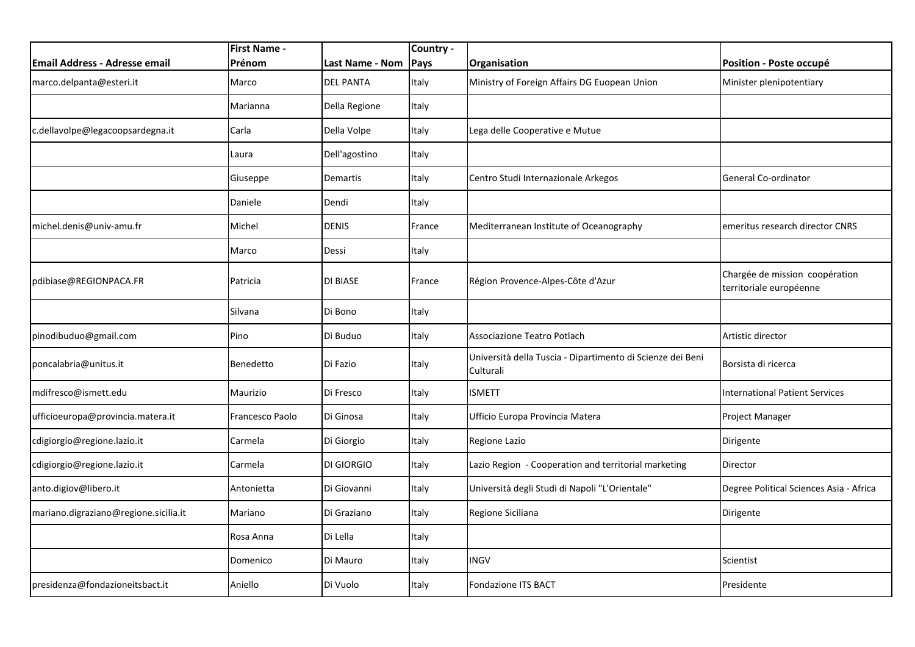| Email Address - Adresse email | First Name - Prénom | Last Name - Nom | Country - Pays | Organisation | Position - Poste occupé |
|---|---|---|---|---|---|
| marco.delpanta@esteri.it | Marco | DEL PANTA | Italy | Ministry of Foreign Affairs DG Euopean Union | Minister plenipotentiary |
| | Marianna | Della Regione | Italy | | |
| c.dellavolpe@legacoopsardegna.it | Carla | Della Volpe | Italy | Lega delle Cooperative e Mutue | |
| | Laura | Dell'agostino | Italy | | |
| | Giuseppe | Demartis | Italy | Centro Studi Internazionale Arkegos | General Co-ordinator |
| | Daniele | Dendi | Italy | | |
| michel.denis@univ-amu.fr | Michel | DENIS | France | Mediterranean Institute of Oceanography | emeritus research director CNRS |
| | Marco | Dessi | Italy | | |
| pdibiase@REGIONPACA.FR | Patricia | DI BIASE | France | Région Provence-Alpes-Côte d'Azur | Chargée de mission coopération territoriale européenne |
| | Silvana | Di Bono | Italy | | |
| pinodibuduo@gmail.com | Pino | Di Buduo | Italy | Associazione Teatro Potlach | Artistic director |
| poncalabria@unitus.it | Benedetto | Di Fazio | Italy | Università della Tuscia - Dipartimento di Scienze dei Beni Culturali | Borsista di ricerca |
| mdifresco@ismett.edu | Maurizio | Di Fresco | Italy | ISMETT | International Patient Services |
| ufficioeuropa@provincia.matera.it | Francesco Paolo | Di Ginosa | Italy | Ufficio Europa Provincia Matera | Project Manager |
| cdigiorgio@regione.lazio.it | Carmela | Di Giorgio | Italy | Regione Lazio | Dirigente |
| cdigiorgio@regione.lazio.it | Carmela | DI GIORGIO | Italy | Lazio Region - Cooperation and territorial marketing | Director |
| anto.digiov@libero.it | Antonietta | Di Giovanni | Italy | Università degli Studi di Napoli "L'Orientale" | Degree Political Sciences Asia - Africa |
| mariano.digraziano@regione.sicilia.it | Mariano | Di Graziano | Italy | Regione Siciliana | Dirigente |
| | Rosa Anna | Di Lella | Italy | | |
| | Domenico | Di Mauro | Italy | INGV | Scientist |
| presidenza@fondazioneitsbact.it | Aniello | Di Vuolo | Italy | Fondazione ITS BACT | Presidente |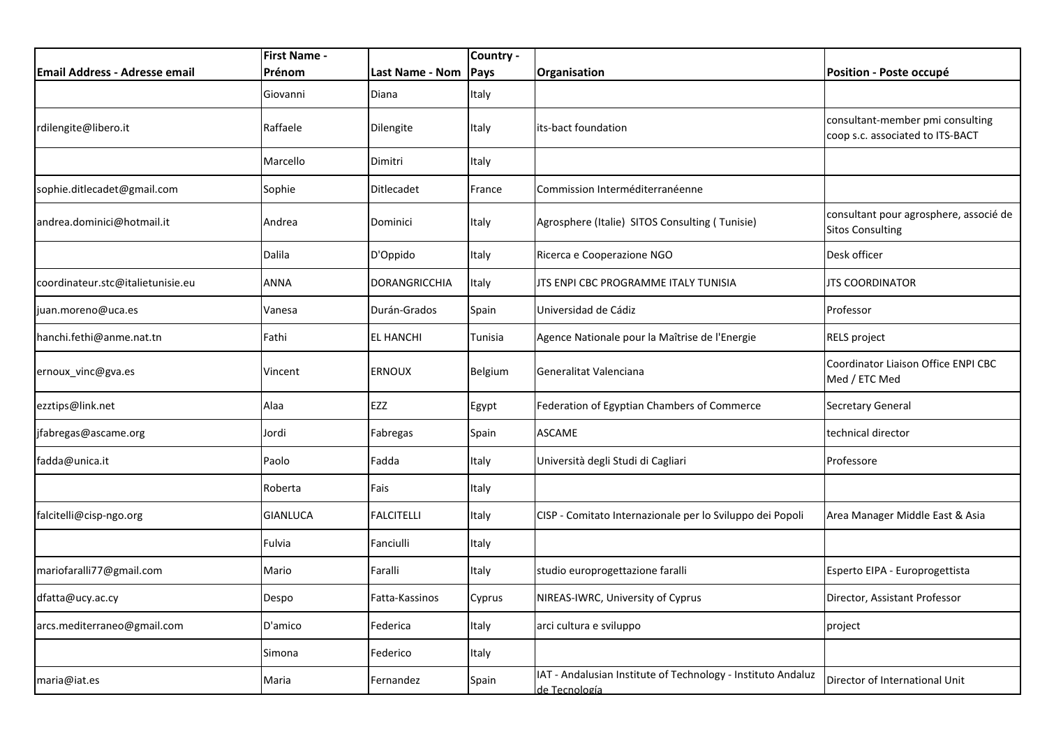| Email Address - Adresse email | First Name - Prénom | Last Name - Nom | Country - Pays | Organisation | Position - Poste occupé |
|---|---|---|---|---|---|
| | Giovanni | Diana | Italy | | |
| rdilengite@libero.it | Raffaele | Dilengite | Italy | its-bact foundation | consultant-member pmi consulting coop s.c. associated to ITS-BACT |
| | Marcello | Dimitri | Italy | | |
| sophie.ditlecadet@gmail.com | Sophie | Ditlecadet | France | Commission Interméditerranéenne | |
| andrea.dominici@hotmail.it | Andrea | Dominici | Italy | Agrosphere (Italie) SITOS Consulting ( Tunisie) | consultant pour agrosphere, associé de Sitos Consulting |
| | Dalila | D'Oppido | Italy | Ricerca e Cooperazione NGO | Desk officer |
| coordinateur.stc@italietunisie.eu | ANNA | DORANGRICCHIA | Italy | JTS ENPI CBC PROGRAMME ITALY TUNISIA | JTS COORDINATOR |
| juan.moreno@uca.es | Vanesa | Durán-Grados | Spain | Universidad de Cádiz | Professor |
| hanchi.fethi@anme.nat.tn | Fathi | EL HANCHI | Tunisia | Agence Nationale pour la Maîtrise de l'Energie | RELS project |
| ernoux_vinc@gva.es | Vincent | ERNOUX | Belgium | Generalitat Valenciana | Coordinator Liaison Office ENPI CBC Med / ETC Med |
| ezztips@link.net | Alaa | EZZ | Egypt | Federation of Egyptian Chambers of Commerce | Secretary General |
| jfabregas@ascame.org | Jordi | Fabregas | Spain | ASCAME | technical director |
| fadda@unica.it | Paolo | Fadda | Italy | Università degli Studi di Cagliari | Professore |
| | Roberta | Fais | Italy | | |
| falcitelli@cisp-ngo.org | GIANLUCA | FALCITELLI | Italy | CISP - Comitato Internazionale per lo Sviluppo dei Popoli | Area Manager Middle East & Asia |
| | Fulvia | Fanciulli | Italy | | |
| mariofaralli77@gmail.com | Mario | Faralli | Italy | studio europrogettazione faralli | Esperto EIPA - Europrogettista |
| dfatta@ucy.ac.cy | Despo | Fatta-Kassinos | Cyprus | NIREAS-IWRC, University of Cyprus | Director, Assistant Professor |
| arcs.mediterraneo@gmail.com | D'amico | Federica | Italy | arci cultura e sviluppo | project |
| | Simona | Federico | Italy | | |
| maria@iat.es | Maria | Fernandez | Spain | IAT - Andalusian Institute of Technology - Instituto Andaluz de Tecnología | Director of International Unit |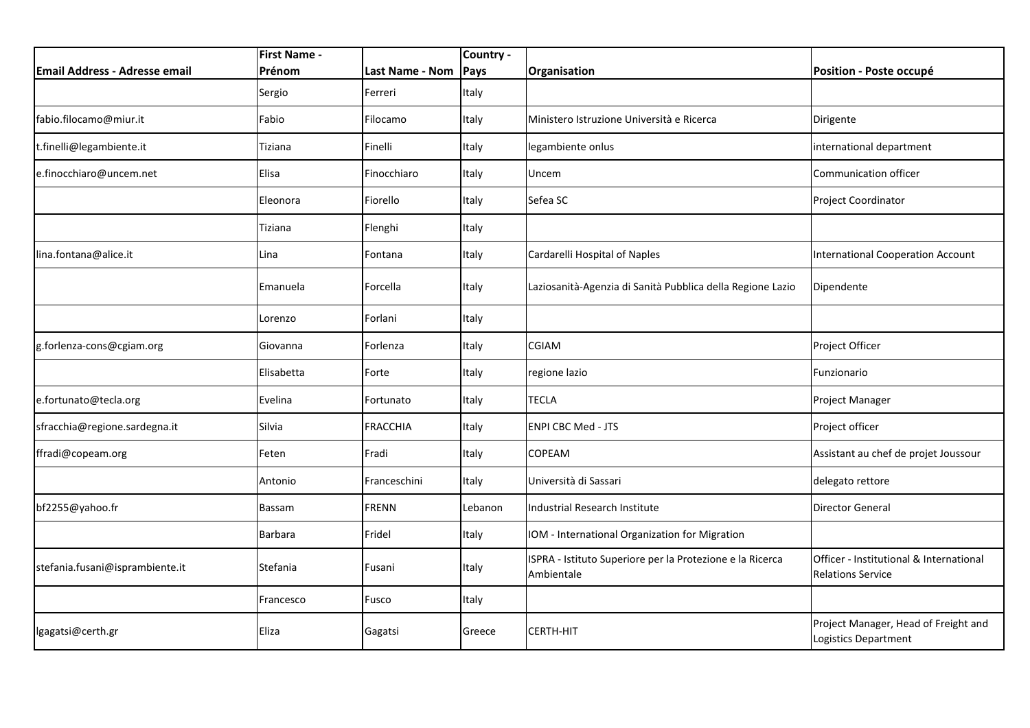| Email Address - Adresse email | First Name - Prénom | Last Name - Nom | Country - Pays | Organisation | Position - Poste occupé |
|---|---|---|---|---|---|
| | Sergio | Ferreri | Italy | | |
| fabio.filocamo@miur.it | Fabio | Filocamo | Italy | Ministero Istruzione Università e Ricerca | Dirigente |
| t.finelli@legambiente.it | Tiziana | Finelli | Italy | legambiente onlus | international department |
| e.finocchiaro@uncem.net | Elisa | Finocchiaro | Italy | Uncem | Communication officer |
| | Eleonora | Fiorello | Italy | Sefea SC | Project Coordinator |
| | Tiziana | Flenghi | Italy | | |
| lina.fontana@alice.it | Lina | Fontana | Italy | Cardarelli Hospital of Naples | International Cooperation Account |
| | Emanuela | Forcella | Italy | Laziosanità-Agenzia di Sanità Pubblica della Regione Lazio | Dipendente |
| | Lorenzo | Forlani | Italy | | |
| g.forlenza-cons@cgiam.org | Giovanna | Forlenza | Italy | CGIAM | Project Officer |
| | Elisabetta | Forte | Italy | regione lazio | Funzionario |
| e.fortunato@tecla.org | Evelina | Fortunato | Italy | TECLA | Project Manager |
| sfracchia@regione.sardegna.it | Silvia | FRACCHIA | Italy | ENPI CBC Med - JTS | Project officer |
| ffradi@copeam.org | Feten | Fradi | Italy | COPEAM | Assistant au chef de projet Joussour |
| | Antonio | Franceschini | Italy | Università di Sassari | delegato rettore |
| bf2255@yahoo.fr | Bassam | FRENN | Lebanon | Industrial Research Institute | Director General |
| | Barbara | Fridel | Italy | IOM - International Organization for Migration | |
| stefania.fusani@isprambiente.it | Stefania | Fusani | Italy | ISPRA - Istituto Superiore per la Protezione e la Ricerca Ambientale | Officer - Institutional & International Relations Service |
| | Francesco | Fusco | Italy | | |
| lgagatsi@certh.gr | Eliza | Gagatsi | Greece | CERTH-HIT | Project Manager, Head of Freight and Logistics Department |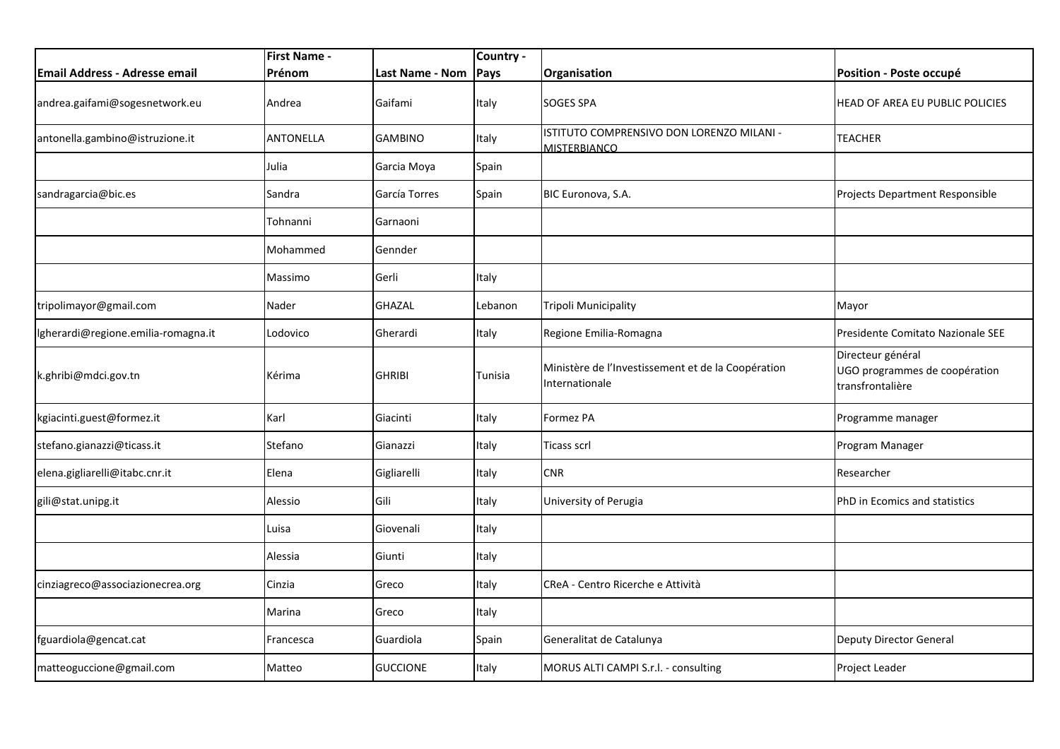| Email Address - Adresse email | First Name - Prénom | Last Name - Nom | Country - Pays | Organisation | Position - Poste occupé |
|---|---|---|---|---|---|
| andrea.gaifami@sogesnetwork.eu | Andrea | Gaifami | Italy | SOGES SPA | HEAD OF AREA EU PUBLIC POLICIES |
| antonella.gambino@istruzione.it | ANTONELLA | GAMBINO | Italy | ISTITUTO COMPRENSIVO DON LORENZO MILANI - MISTERBIANCO | TEACHER |
| | Julia | Garcia Moya | Spain | | |
| sandragarcia@bic.es | Sandra | García Torres | Spain | BIC Euronova, S.A. | Projects Department Responsible |
| | Tohnanni | Garnaoni | | | |
| | Mohammed | Gennder | | | |
| | Massimo | Gerli | Italy | | |
| tripolimayor@gmail.com | Nader | GHAZAL | Lebanon | Tripoli Municipality | Mayor |
| lgherardi@regione.emilia-romagna.it | Lodovico | Gherardi | Italy | Regione Emilia-Romagna | Presidente Comitato Nazionale SEE |
| k.ghribi@mdci.gov.tn | Kérima | GHRIBI | Tunisia | Ministère de l'Investissement et de la Coopération Internationale | Directeur général UGO programmes de coopération transfrontalière |
| kgiacinti.guest@formez.it | Karl | Giacinti | Italy | Formez PA | Programme manager |
| stefano.gianazzi@ticass.it | Stefano | Gianazzi | Italy | Ticass scrl | Program Manager |
| elena.gigliarelli@itabc.cnr.it | Elena | Gigliarelli | Italy | CNR | Researcher |
| gili@stat.unipg.it | Alessio | Gili | Italy | University of Perugia | PhD in Ecomics and statistics |
| | Luisa | Giovenali | Italy | | |
| | Alessia | Giunti | Italy | | |
| cinziagreco@associazionecrea.org | Cinzia | Greco | Italy | CReA - Centro Ricerche e Attività | |
| | Marina | Greco | Italy | | |
| fguardiola@gencat.cat | Francesca | Guardiola | Spain | Generalitat de Catalunya | Deputy Director General |
| matteoguccione@gmail.com | Matteo | GUCCIONE | Italy | MORUS ALTI CAMPI S.r.l. - consulting | Project Leader |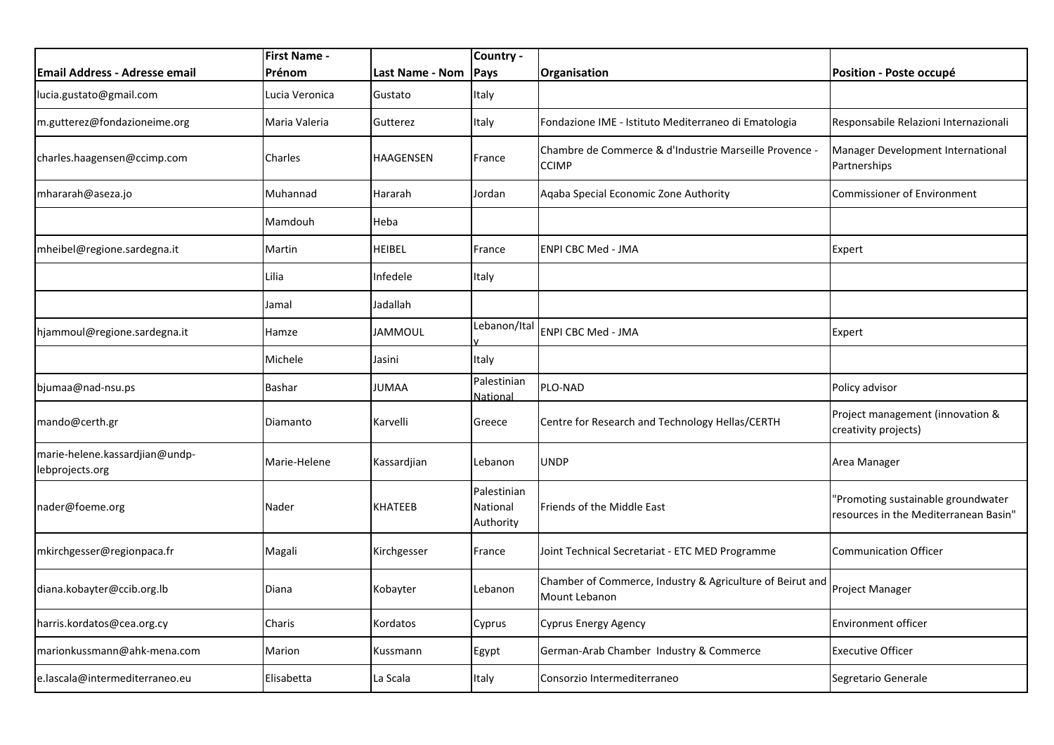| Email Address - Adresse email | First Name - Prénom | Last Name - Nom | Country - Pays | Organisation | Position - Poste occupé |
|---|---|---|---|---|---|
| lucia.gustato@gmail.com | Lucia Veronica | Gustato | Italy | | |
| m.gutterez@fondazioneime.org | Maria Valeria | Gutterez | Italy | Fondazione IME - Istituto Mediterraneo di Ematologia | Responsabile Relazioni Internazionali |
| charles.haagensen@ccimp.com | Charles | HAAGENSEN | France | Chambre de Commerce & d'Industrie Marseille Provence - CCIMP | Manager Development International Partnerships |
| mhararah@aseza.jo | Muhannad | Hararah | Jordan | Aqaba Special Economic Zone Authority | Commissioner of Environment |
| | Mamdouh | Heba | | | |
| mheibel@regione.sardegna.it | Martin | HEIBEL | France | ENPI CBC Med - JMA | Expert |
| | Lilia | Infedele | Italy | | |
| | Jamal | Jadallah | | | |
| hjammoul@regione.sardegna.it | Hamze | JAMMOUL | Lebanon/Italy | ENPI CBC Med - JMA | Expert |
| | Michele | Jasini | Italy | | |
| bjumaa@nad-nsu.ps | Bashar | JUMAA | Palestinian National | PLO-NAD | Policy advisor |
| mando@certh.gr | Diamanto | Karvelli | Greece | Centre for Research and Technology Hellas/CERTH | Project management (innovation & creativity projects) |
| marie-helene.kassardjian@undp-lebprojects.org | Marie-Helene | Kassardjian | Lebanon | UNDP | Area Manager |
| nader@foeme.org | Nader | KHATEEB | Palestinian National Authority | Friends of the Middle East | "Promoting sustainable groundwater resources in the Mediterranean Basin" |
| mkirchgesser@regionpaca.fr | Magali | Kirchgesser | France | Joint Technical Secretariat - ETC MED Programme | Communication Officer |
| diana.kobayter@ccib.org.lb | Diana | Kobayter | Lebanon | Chamber of Commerce, Industry & Agriculture of Beirut and Mount Lebanon | Project Manager |
| harris.kordatos@cea.org.cy | Charis | Kordatos | Cyprus | Cyprus Energy Agency | Environment officer |
| marionkussmann@ahk-mena.com | Marion | Kussmann | Egypt | German-Arab Chamber Industry & Commerce | Executive Officer |
| e.lascala@intermediterraneo.eu | Elisabetta | La Scala | Italy | Consorzio Intermediterraneo | Segretario Generale |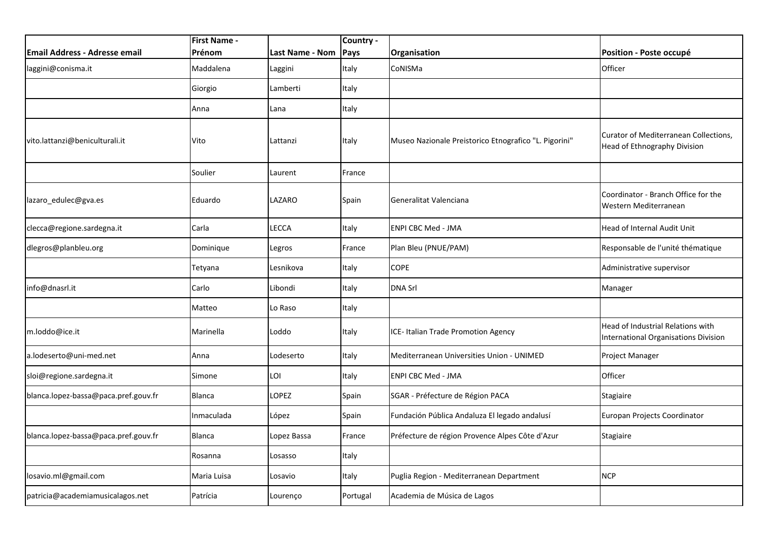| Email Address - Adresse email | First Name - Prénom | Last Name - Nom | Country - Pays | Organisation | Position - Poste occupé |
|---|---|---|---|---|---|
| laggini@conisma.it | Maddalena | Laggini | Italy | CoNISMa | Officer |
| | Giorgio | Lamberti | Italy | | |
| | Anna | Lana | Italy | | |
| vito.lattanzi@beniculturali.it | Vito | Lattanzi | Italy | Museo Nazionale Preistorico Etnografico "L. Pigorini" | Curator of Mediterranean Collections, Head of Ethnography Division |
| | Soulier | Laurent | France | | |
| lazaro_edulec@gva.es | Eduardo | LAZARO | Spain | Generalitat Valenciana | Coordinator - Branch Office for the Western Mediterranean |
| clecca@regione.sardegna.it | Carla | LECCA | Italy | ENPI CBC Med - JMA | Head of Internal Audit Unit |
| dlegros@planbleu.org | Dominique | Legros | France | Plan Bleu (PNUE/PAM) | Responsable de l'unité thématique |
| | Tetyana | Lesnikova | Italy | COPE | Administrative supervisor |
| info@dnasrl.it | Carlo | Libondi | Italy | DNA Srl | Manager |
| | Matteo | Lo Raso | Italy | | |
| m.loddo@ice.it | Marinella | Loddo | Italy | ICE- Italian Trade Promotion Agency | Head of Industrial Relations with International Organisations Division |
| a.lodeserto@uni-med.net | Anna | Lodeserto | Italy | Mediterranean Universities Union - UNIMED | Project Manager |
| sloi@regione.sardegna.it | Simone | LOI | Italy | ENPI CBC Med - JMA | Officer |
| blanca.lopez-bassa@paca.pref.gouv.fr | Blanca | LOPEZ | Spain | SGAR - Préfecture de Région PACA | Stagiaire |
| | Inmaculada | López | Spain | Fundación Pública Andaluza El legado andalusí | Europan Projects Coordinator |
| blanca.lopez-bassa@paca.pref.gouv.fr | Blanca | Lopez Bassa | France | Préfecture de région Provence Alpes Côte d'Azur | Stagiaire |
| | Rosanna | Losasso | Italy | | |
| losavio.ml@gmail.com | Maria Luisa | Losavio | Italy | Puglia Region - Mediterranean Department | NCP |
| patricia@academiamusicalagos.net | Patrícia | Lourenço | Portugal | Academia de Música de Lagos | |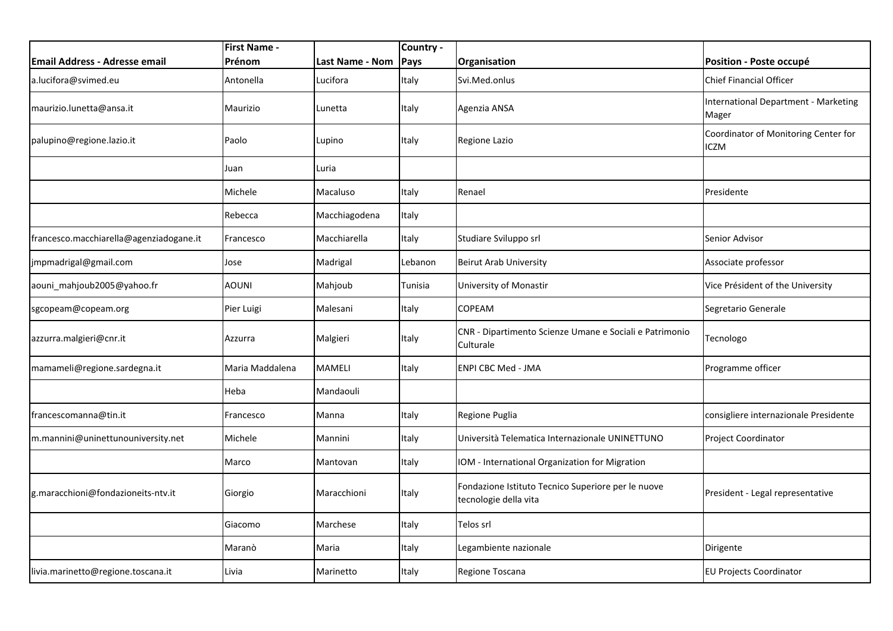| Email Address - Adresse email | First Name - Prénom | Last Name - Nom | Country - Pays | Organisation | Position - Poste occupé |
| --- | --- | --- | --- | --- | --- |
| a.lucifora@svimed.eu | Antonella | Lucifora | Italy | Svi.Med.onlus | Chief Financial Officer |
| maurizio.lunetta@ansa.it | Maurizio | Lunetta | Italy | Agenzia ANSA | International Department - Marketing Mager |
| palupino@regione.lazio.it | Paolo | Lupino | Italy | Regione Lazio | Coordinator of Monitoring Center for ICZM |
| | Juan | Luria | | | |
| | Michele | Macaluso | Italy | Renael | Presidente |
| | Rebecca | Macchiagodena | Italy | | |
| francesco.macchiarella@agenziadogane.it | Francesco | Macchiarella | Italy | Studiare Sviluppo srl | Senior Advisor |
| jmpmadrigal@gmail.com | Jose | Madrigal | Lebanon | Beirut Arab University | Associate professor |
| aouni_mahjoub2005@yahoo.fr | AOUNI | Mahjoub | Tunisia | University of Monastir | Vice Président of the University |
| sgcopeam@copeam.org | Pier Luigi | Malesani | Italy | COPEAM | Segretario Generale |
| azzurra.malgieri@cnr.it | Azzurra | Malgieri | Italy | CNR - Dipartimento Scienze Umane e Sociali e Patrimonio Culturale | Tecnologo |
| mamameli@regione.sardegna.it | Maria Maddalena | MAMELI | Italy | ENPI CBC Med - JMA | Programme officer |
| | Heba | Mandaouli | | | |
| francescomanna@tin.it | Francesco | Manna | Italy | Regione Puglia | consigliere internazionale Presidente |
| m.mannini@uninettunouniversity.net | Michele | Mannini | Italy | Università Telematica Internazionale UNINETTUNO | Project Coordinator |
| | Marco | Mantovan | Italy | IOM - International Organization for Migration | |
| g.maracchioni@fondazioneits-ntv.it | Giorgio | Maracchioni | Italy | Fondazione Istituto Tecnico Superiore per le nuove tecnologie della vita | President - Legal representative |
| | Giacomo | Marchese | Italy | Telos srl | |
| | Maranò | Maria | Italy | Legambiente nazionale | Dirigente |
| livia.marinetto@regione.toscana.it | Livia | Marinetto | Italy | Regione Toscana | EU Projects Coordinator |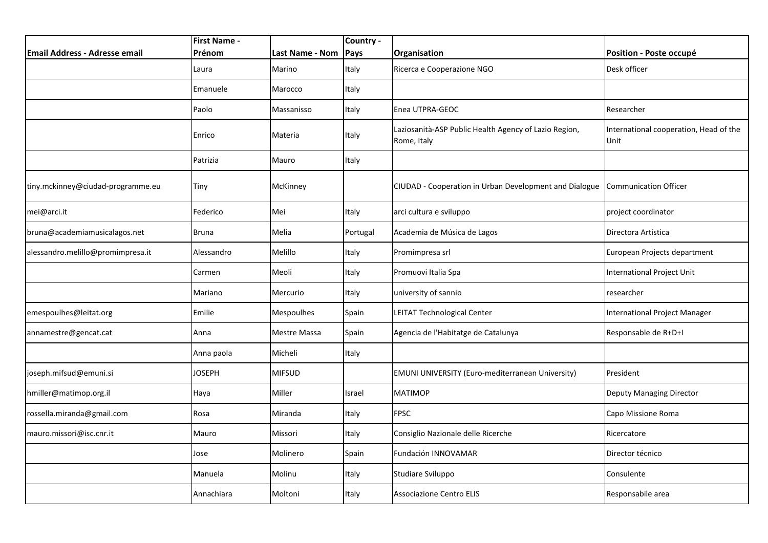| Email Address - Adresse email | First Name - Prénom | Last Name - Nom | Country - Pays | Organisation | Position - Poste occupé |
|---|---|---|---|---|---|
| | Laura | Marino | Italy | Ricerca e Cooperazione NGO | Desk officer |
| | Emanuele | Marocco | Italy | | |
| | Paolo | Massanisso | Italy | Enea UTPRA-GEOC | Researcher |
| | Enrico | Materia | Italy | Laziosanità-ASP Public Health Agency of Lazio Region, Rome, Italy | International cooperation, Head of the Unit |
| | Patrizia | Mauro | Italy | | |
| tiny.mckinney@ciudad-programme.eu | Tiny | McKinney | | CIUDAD - Cooperation in Urban Development and Dialogue | Communication Officer |
| mei@arci.it | Federico | Mei | Italy | arci cultura e sviluppo | project coordinator |
| bruna@academiamusicalagos.net | Bruna | Melia | Portugal | Academia de Música de Lagos | Directora Artística |
| alessandro.melillo@promimpresa.it | Alessandro | Melillo | Italy | Promimpresa srl | European Projects department |
| | Carmen | Meoli | Italy | Promuovi Italia Spa | International Project Unit |
| | Mariano | Mercurio | Italy | university of sannio | researcher |
| emespoulhes@leitat.org | Emilie | Mespoulhes | Spain | LEITAT Technological Center | International Project Manager |
| annamestre@gencat.cat | Anna | Mestre Massa | Spain | Agencia de l'Habitatge de Catalunya | Responsable de R+D+I |
| | Anna paola | Micheli | Italy | | |
| joseph.mifsud@emuni.si | JOSEPH | MIFSUD | | EMUNI UNIVERSITY (Euro-mediterranean University) | President |
| hmiller@matimop.org.il | Haya | Miller | Israel | MATIMOP | Deputy Managing Director |
| rossella.miranda@gmail.com | Rosa | Miranda | Italy | FPSC | Capo Missione Roma |
| mauro.missori@isc.cnr.it | Mauro | Missori | Italy | Consiglio Nazionale delle Ricerche | Ricercatore |
| | Jose | Molinero | Spain | Fundación INNOVAMAR | Director técnico |
| | Manuela | Molinu | Italy | Studiare Sviluppo | Consulente |
| | Annachiara | Moltoni | Italy | Associazione Centro ELIS | Responsabile area |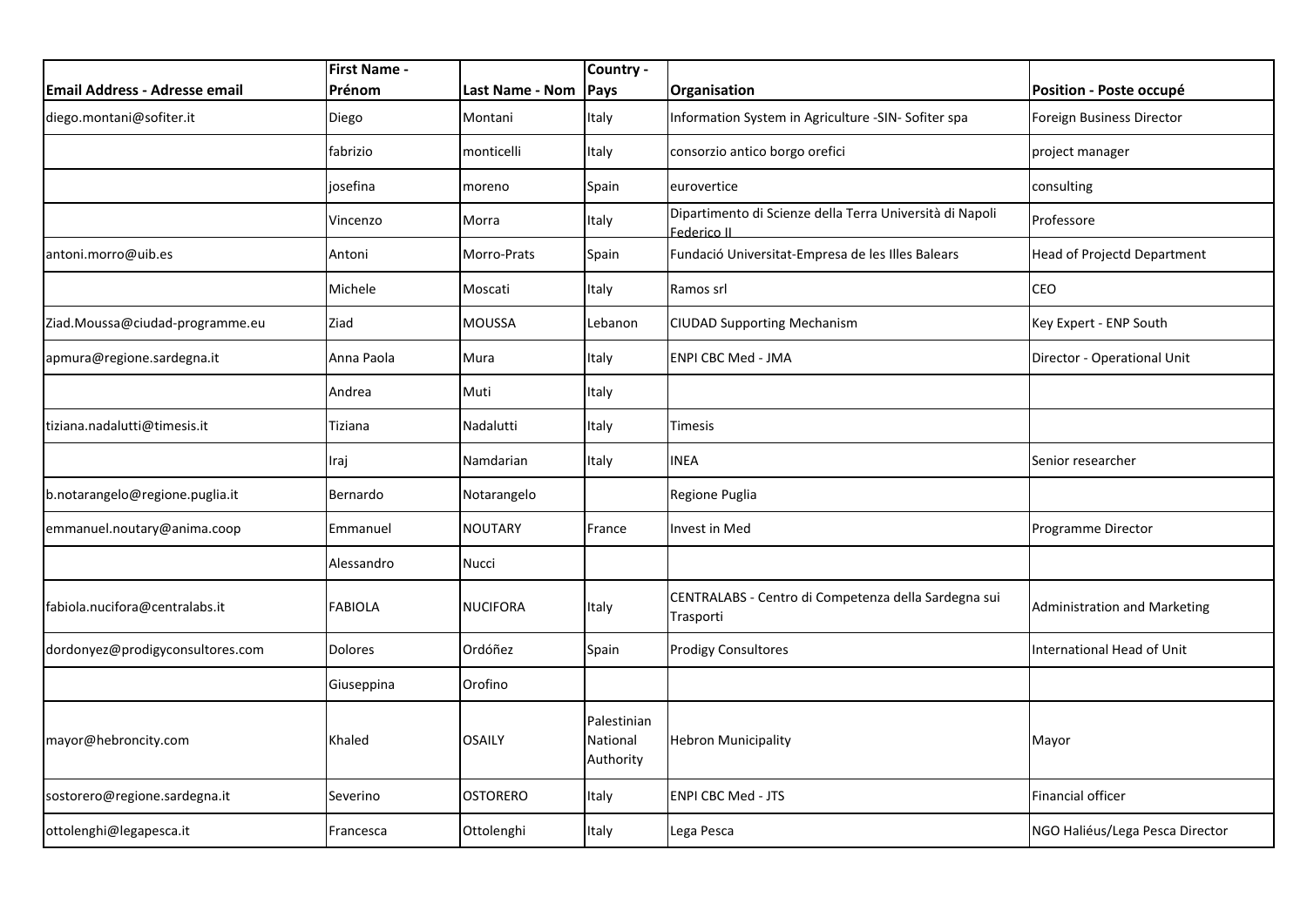| Email Address - Adresse email | First Name - Prénom | Last Name - Nom | Country - Pays | Organisation | Position - Poste occupé |
|---|---|---|---|---|---|
| diego.montani@sofiter.it | Diego | Montani | Italy | Information System in Agriculture -SIN- Sofiter spa | Foreign Business Director |
| | fabrizio | monticelli | Italy | consorzio antico borgo orefici | project manager |
| | josefina | moreno | Spain | eurovertice | consulting |
| | Vincenzo | Morra | Italy | Dipartimento di Scienze della Terra Università di Napoli Federico II | Professore |
| antoni.morro@uib.es | Antoni | Morro-Prats | Spain | Fundació Universitat-Empresa de les Illes Balears | Head of Projectd Department |
| | Michele | Moscati | Italy | Ramos srl | CEO |
| Ziad.Moussa@ciudad-programme.eu | Ziad | MOUSSA | Lebanon | CIUDAD Supporting Mechanism | Key Expert - ENP South |
| apmura@regione.sardegna.it | Anna Paola | Mura | Italy | ENPI CBC Med - JMA | Director - Operational Unit |
| | Andrea | Muti | Italy | | |
| tiziana.nadalutti@timesis.it | Tiziana | Nadalutti | Italy | Timesis | |
| | Iraj | Namdarian | Italy | INEA | Senior researcher |
| b.notarangelo@regione.puglia.it | Bernardo | Notarangelo | | Regione Puglia | |
| emmanuel.noutary@anima.coop | Emmanuel | NOUTARY | France | Invest in Med | Programme Director |
| | Alessandro | Nucci | | | |
| fabiola.nucifora@centralabs.it | FABIOLA | NUCIFORA | Italy | CENTRALABS - Centro di Competenza della Sardegna sui Trasporti | Administration and Marketing |
| dordonyez@prodigyconsultores.com | Dolores | Ordóñez | Spain | Prodigy Consultores | International Head of Unit |
| | Giuseppina | Orofino | | | |
| mayor@hebroncity.com | Khaled | OSAILY | Palestinian National Authority | Hebron Municipality | Mayor |
| sostorero@regione.sardegna.it | Severino | OSTORERO | Italy | ENPI CBC Med - JTS | Financial officer |
| ottolenghi@legapesca.it | Francesca | Ottolenghi | Italy | Lega Pesca | NGO Haliéus/Lega Pesca Director |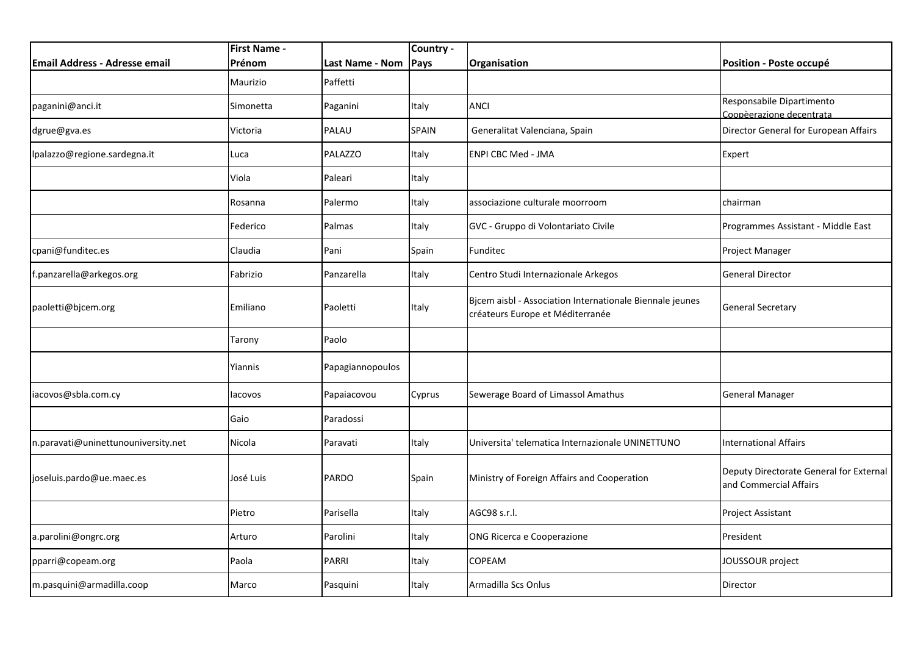| Email Address - Adresse email | First Name - Prénom | Last Name - Nom | Country - Pays | Organisation | Position - Poste occupé |
|---|---|---|---|---|---|
| | Maurizio | Paffetti | | | |
| paganini@anci.it | Simonetta | Paganini | Italy | ANCI | Responsabile Dipartimento Coopèerazione decentrata |
| dgrue@gva.es | Victoria | PALAU | SPAIN | Generalitat Valenciana, Spain | Director General for European Affairs |
| lpalazzo@regione.sardegna.it | Luca | PALAZZO | Italy | ENPI CBC Med - JMA | Expert |
| | Viola | Paleari | Italy | | |
| | Rosanna | Palermo | Italy | associazione culturale moorroom | chairman |
| | Federico | Palmas | Italy | GVC - Gruppo di Volontariato Civile | Programmes Assistant - Middle East |
| cpani@funditec.es | Claudia | Pani | Spain | Funditec | Project Manager |
| f.panzarella@arkegos.org | Fabrizio | Panzarella | Italy | Centro Studi Internazionale Arkegos | General Director |
| paoletti@bjcem.org | Emiliano | Paoletti | Italy | Bjcem aisbl - Association Internationale Biennale jeunes créateurs Europe et Méditerranée | General Secretary |
| | Tarony | Paolo | | | |
| | Yiannis | Papagiannopoulos | | | |
| iacovos@sbla.com.cy | Iacovos | Papaiacovou | Cyprus | Sewerage Board of Limassol Amathus | General Manager |
| | Gaio | Paradossi | | | |
| n.paravati@uninettunouniversity.net | Nicola | Paravati | Italy | Universita' telematica Internazionale UNINETTUNO | International Affairs |
| joseluis.pardo@ue.maec.es | José Luis | PARDO | Spain | Ministry of Foreign Affairs and Cooperation | Deputy Directorate General for External and Commercial Affairs |
| | Pietro | Parisella | Italy | AGC98 s.r.l. | Project Assistant |
| a.parolini@ongrc.org | Arturo | Parolini | Italy | ONG Ricerca e Cooperazione | President |
| pparri@copeam.org | Paola | PARRI | Italy | COPEAM | JOUSSOUR project |
| m.pasquini@armadilla.coop | Marco | Pasquini | Italy | Armadilla Scs Onlus | Director |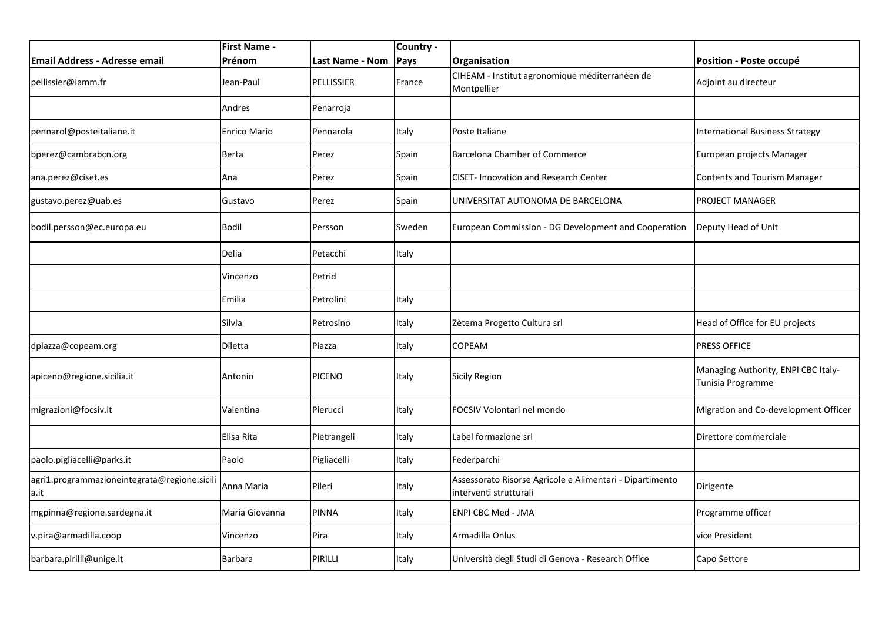| Email Address - Adresse email | First Name - Prénom | Last Name - Nom | Country - Pays | Organisation | Position - Poste occupé |
|---|---|---|---|---|---|
| pellissier@iamm.fr | Jean-Paul | PELLISSIER | France | CIHEAM - Institut agronomique méditerranéen de Montpellier | Adjoint au directeur |
| | Andres | Penarroja | | | |
| pennarol@posteitaliane.it | Enrico Mario | Pennarola | Italy | Poste Italiane | International Business Strategy |
| bperez@cambrabcn.org | Berta | Perez | Spain | Barcelona Chamber of Commerce | European projects Manager |
| ana.perez@ciset.es | Ana | Perez | Spain | CISET- Innovation and Research Center | Contents and Tourism Manager |
| gustavo.perez@uab.es | Gustavo | Perez | Spain | UNIVERSITAT AUTONOMA DE BARCELONA | PROJECT MANAGER |
| bodil.persson@ec.europa.eu | Bodil | Persson | Sweden | European Commission - DG Development and Cooperation | Deputy Head of Unit |
| | Delia | Petacchi | Italy | | |
| | Vincenzo | Petrid | | | |
| | Emilia | Petrolini | Italy | | |
| | Silvia | Petrosino | Italy | Zètema Progetto Cultura srl | Head of Office for EU projects |
| dpiazza@copeam.org | Diletta | Piazza | Italy | COPEAM | PRESS OFFICE |
| apiceno@regione.sicilia.it | Antonio | PICENO | Italy | Sicily Region | Managing Authority, ENPI CBC Italy-Tunisia Programme |
| migrazioni@focsiv.it | Valentina | Pierucci | Italy | FOCSIV Volontari nel mondo | Migration and Co-development Officer |
| | Elisa Rita | Pietrangeli | Italy | Label formazione srl | Direttore commerciale |
| paolo.pigliacelli@parks.it | Paolo | Pigliacelli | Italy | Federparchi | |
| agri1.programmazioneintegrata@regione.sicilia.it | Anna Maria | Pileri | Italy | Assessorato Risorse Agricole e Alimentari - Dipartimento interventi strutturali | Dirigente |
| mgpinna@regione.sardegna.it | Maria Giovanna | PINNA | Italy | ENPI CBC Med - JMA | Programme officer |
| v.pira@armadilla.coop | Vincenzo | Pira | Italy | Armadilla Onlus | vice President |
| barbara.pirilli@unige.it | Barbara | PIRILLI | Italy | Università degli Studi di Genova - Research Office | Capo Settore |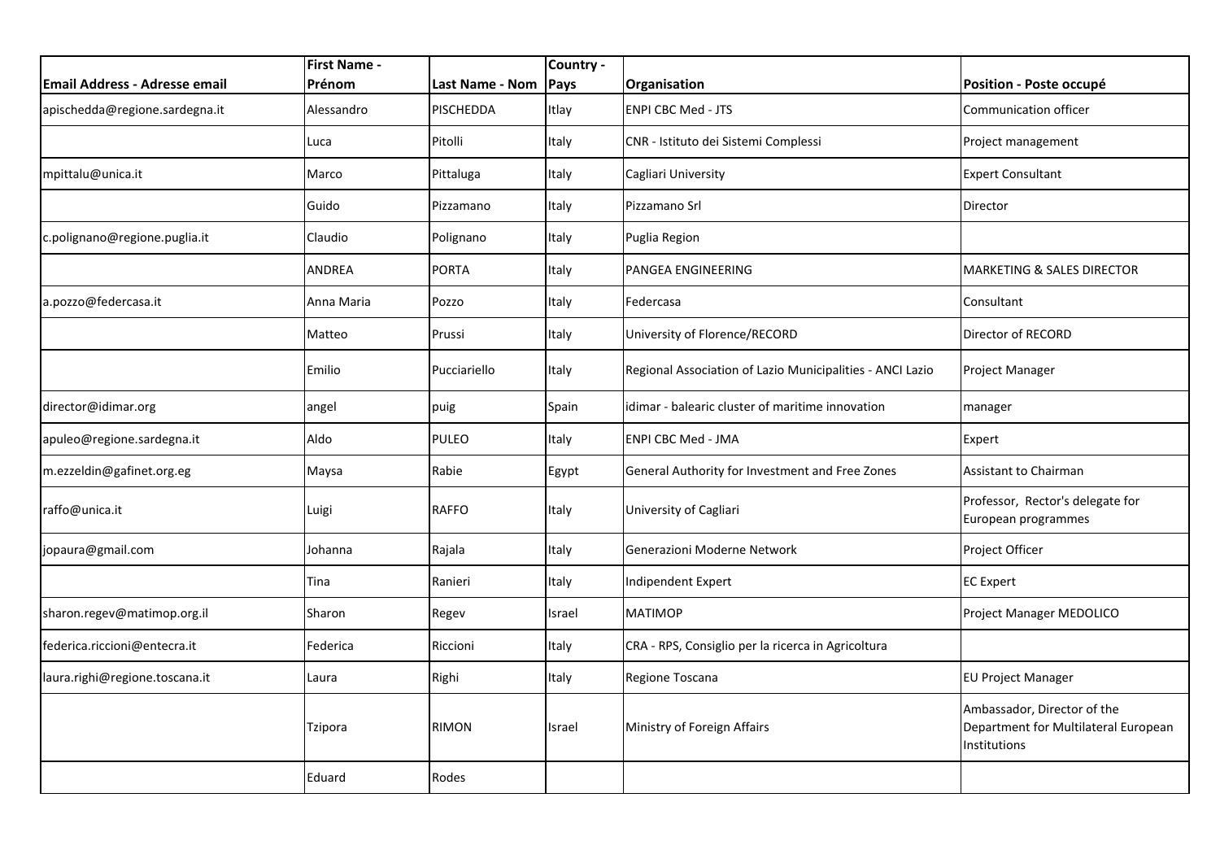| Email Address - Adresse email | First Name - Prénom | Last Name - Nom | Country - Pays | Organisation | Position - Poste occupé |
|---|---|---|---|---|---|
| apischedda@regione.sardegna.it | Alessandro | PISCHEDDA | Itlay | ENPI CBC Med - JTS | Communication officer |
| | Luca | Pitolli | Italy | CNR - Istituto dei Sistemi Complessi | Project management |
| mpittalu@unica.it | Marco | Pittaluga | Italy | Cagliari University | Expert Consultant |
| | Guido | Pizzamano | Italy | Pizzamano Srl | Director |
| c.polignano@regione.puglia.it | Claudio | Polignano | Italy | Puglia Region | |
| | ANDREA | PORTA | Italy | PANGEA ENGINEERING | MARKETING & SALES DIRECTOR |
| a.pozzo@federcasa.it | Anna Maria | Pozzo | Italy | Federcasa | Consultant |
| | Matteo | Prussi | Italy | University of Florence/RECORD | Director of RECORD |
| | Emilio | Pucciariello | Italy | Regional Association of Lazio Municipalities - ANCI Lazio | Project Manager |
| director@idimar.org | angel | puig | Spain | idimar - balearic cluster of maritime innovation | manager |
| apuleo@regione.sardegna.it | Aldo | PULEO | Italy | ENPI CBC Med - JMA | Expert |
| m.ezzeldin@gafinet.org.eg | Maysa | Rabie | Egypt | General Authority for Investment and Free Zones | Assistant to Chairman |
| raffo@unica.it | Luigi | RAFFO | Italy | University of Cagliari | Professor, Rector's delegate for European programmes |
| jopaura@gmail.com | Johanna | Rajala | Italy | Generazioni Moderne Network | Project Officer |
| | Tina | Ranieri | Italy | Indipendent Expert | EC Expert |
| sharon.regev@matimop.org.il | Sharon | Regev | Israel | MATIMOP | Project Manager MEDOLICO |
| federica.riccioni@entecra.it | Federica | Riccioni | Italy | CRA - RPS, Consiglio per la ricerca in Agricoltura | |
| laura.righi@regione.toscana.it | Laura | Righi | Italy | Regione Toscana | EU Project Manager |
| | Tzipora | RIMON | Israel | Ministry of Foreign Affairs | Ambassador, Director of the Department for Multilateral European Institutions |
| | Eduard | Rodes | | | |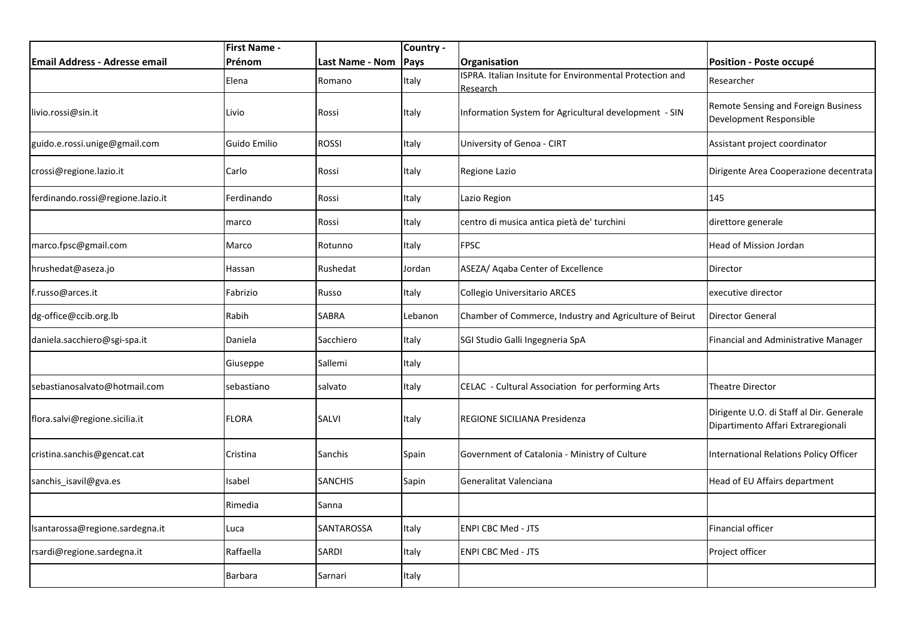| Email Address - Adresse email | First Name - Prénom | Last Name - Nom | Country - Pays | Organisation | Position - Poste occupé |
|---|---|---|---|---|---|
| | Elena | Romano | Italy | ISPRA. Italian Insitute for Environmental Protection and Research | Researcher |
| livio.rossi@sin.it | Livio | Rossi | Italy | Information System for Agricultural development - SIN | Remote Sensing and Foreign Business Development Responsible |
| guido.e.rossi.unige@gmail.com | Guido Emilio | ROSSI | Italy | University of Genoa - CIRT | Assistant project coordinator |
| crossi@regione.lazio.it | Carlo | Rossi | Italy | Regione Lazio | Dirigente Area Cooperazione decentrata |
| ferdinando.rossi@regione.lazio.it | Ferdinando | Rossi | Italy | Lazio Region | 145 |
| | marco | Rossi | Italy | centro di musica antica pietà de' turchini | direttore generale |
| marco.fpsc@gmail.com | Marco | Rotunno | Italy | FPSC | Head of Mission Jordan |
| hrushedat@aseza.jo | Hassan | Rushedat | Jordan | ASEZA/ Aqaba Center of Excellence | Director |
| f.russo@arces.it | Fabrizio | Russo | Italy | Collegio Universitario ARCES | executive director |
| dg-office@ccib.org.lb | Rabih | SABRA | Lebanon | Chamber of Commerce, Industry and Agriculture of Beirut | Director General |
| daniela.sacchiero@sgi-spa.it | Daniela | Sacchiero | Italy | SGI Studio Galli Ingegneria SpA | Financial and Administrative Manager |
| | Giuseppe | Sallemi | Italy | | |
| sebastianosalvato@hotmail.com | sebastiano | salvato | Italy | CELAC - Cultural Association for performing Arts | Theatre Director |
| flora.salvi@regione.sicilia.it | FLORA | SALVI | Italy | REGIONE SICILIANA Presidenza | Dirigente U.O. di Staff al Dir. Generale Dipartimento Affari Extraregionali |
| cristina.sanchis@gencat.cat | Cristina | Sanchis | Spain | Government of Catalonia - Ministry of Culture | International Relations Policy Officer |
| sanchis_isavil@gva.es | Isabel | SANCHIS | Sapin | Generalitat Valenciana | Head of EU Affairs department |
| | Rimedia | Sanna | | | |
| lsantarossa@regione.sardegna.it | Luca | SANTAROSSA | Italy | ENPI CBC Med - JTS | Financial officer |
| rsardi@regione.sardegna.it | Raffaella | SARDI | Italy | ENPI CBC Med - JTS | Project officer |
| | Barbara | Sarnari | Italy | | |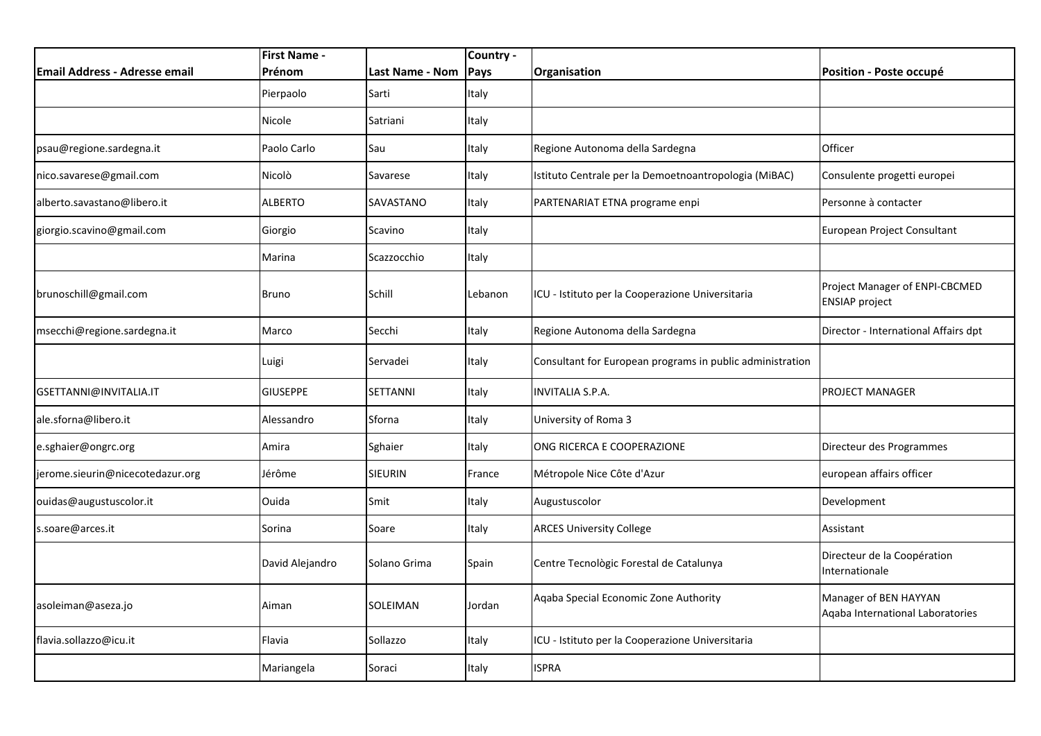| Email Address - Adresse email | First Name - Prénom | Last Name - Nom | Country - Pays | Organisation | Position - Poste occupé |
|---|---|---|---|---|---|
| | Pierpaolo | Sarti | Italy | | |
| | Nicole | Satriani | Italy | | |
| psau@regione.sardegna.it | Paolo Carlo | Sau | Italy | Regione Autonoma della Sardegna | Officer |
| nico.savarese@gmail.com | Nicolò | Savarese | Italy | Istituto Centrale per la Demoetnoantropologia (MiBAC) | Consulente progetti europei |
| alberto.savastano@libero.it | ALBERTO | SAVASTANO | Italy | PARTENARIAT ETNA programe enpi | Personne à contacter |
| giorgio.scavino@gmail.com | Giorgio | Scavino | Italy | | European Project Consultant |
| | Marina | Scazzocchio | Italy | | |
| brunoschill@gmail.com | Bruno | Schill | Lebanon | ICU - Istituto per la Cooperazione Universitaria | Project Manager of ENPI-CBCMED ENSIAP project |
| msecchi@regione.sardegna.it | Marco | Secchi | Italy | Regione Autonoma della Sardegna | Director - International Affairs dpt |
| | Luigi | Servadei | Italy | Consultant for European programs in public administration | |
| GSETTANNI@INVITALIA.IT | GIUSEPPE | SETTANNI | Italy | INVITALIA S.P.A. | PROJECT MANAGER |
| ale.sforna@libero.it | Alessandro | Sforna | Italy | University of Roma 3 | |
| e.sghaier@ongrc.org | Amira | Sghaier | Italy | ONG RICERCA E COOPERAZIONE | Directeur des Programmes |
| jerome.sieurin@nicecotedazur.org | Jérôme | SIEURIN | France | Métropole Nice Côte d'Azur | european affairs officer |
| ouidas@augustuscolor.it | Ouida | Smit | Italy | Augustuscolor | Development |
| s.soare@arces.it | Sorina | Soare | Italy | ARCES University College | Assistant |
| | David Alejandro | Solano Grima | Spain | Centre Tecnològic Forestal de Catalunya | Directeur de la Coopération Internationale |
| asoleiman@aseza.jo | Aiman | SOLEIMAN | Jordan | Aqaba Special Economic Zone Authority | Manager of BEN HAYYAN Aqaba International Laboratories |
| flavia.sollazzo@icu.it | Flavia | Sollazzo | Italy | ICU - Istituto per la Cooperazione Universitaria | |
| | Mariangela | Soraci | Italy | ISPRA | |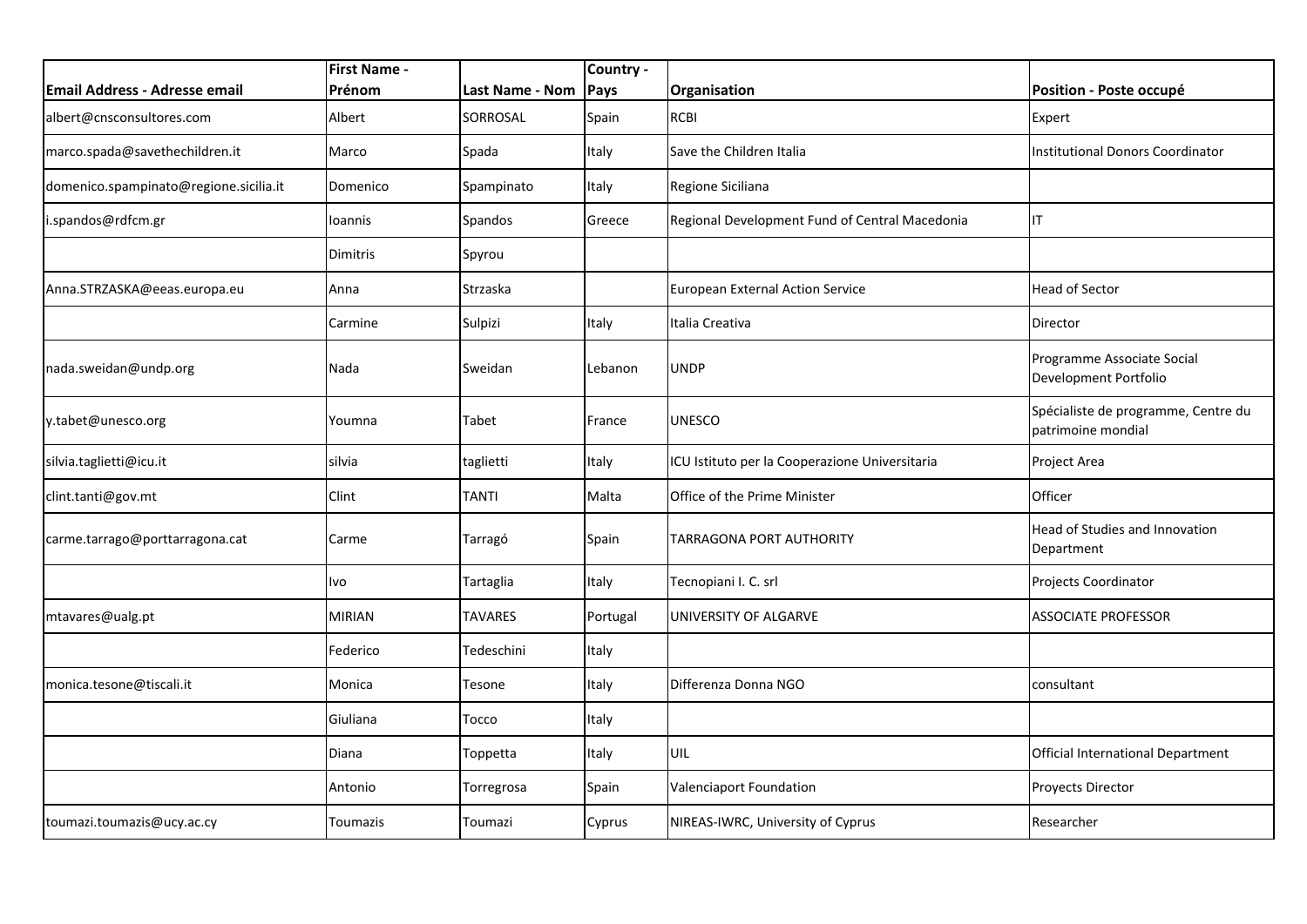| Email Address - Adresse email | First Name - Prénom | Last Name - Nom | Country - Pays | Organisation | Position - Poste occupé |
|---|---|---|---|---|---|
| albert@cnsconsultores.com | Albert | SORROSAL | Spain | RCBI | Expert |
| marco.spada@savethechildren.it | Marco | Spada | Italy | Save the Children Italia | Institutional Donors Coordinator |
| domenico.spampinato@regione.sicilia.it | Domenico | Spampinato | Italy | Regione Siciliana | |
| i.spandos@rdfcm.gr | Ioannis | Spandos | Greece | Regional Development Fund of Central Macedonia | IT |
| | Dimitris | Spyrou | | | |
| Anna.STRZASKA@eeas.europa.eu | Anna | Strzaska | | European External Action Service | Head of Sector |
| | Carmine | Sulpizi | Italy | Italia Creativa | Director |
| nada.sweidan@undp.org | Nada | Sweidan | Lebanon | UNDP | Programme Associate Social Development Portfolio |
| y.tabet@unesco.org | Youmna | Tabet | France | UNESCO | Spécialiste de programme, Centre du patrimoine mondial |
| silvia.taglietti@icu.it | silvia | taglietti | Italy | ICU Istituto per la Cooperazione Universitaria | Project Area |
| clint.tanti@gov.mt | Clint | TANTI | Malta | Office of the Prime Minister | Officer |
| carme.tarrago@porttarragona.cat | Carme | Tarragó | Spain | TARRAGONA PORT AUTHORITY | Head of Studies and Innovation Department |
| | Ivo | Tartaglia | Italy | Tecnopiani I. C. srl | Projects Coordinator |
| mtavares@ualg.pt | MIRIAN | TAVARES | Portugal | UNIVERSITY OF ALGARVE | ASSOCIATE PROFESSOR |
| | Federico | Tedeschini | Italy | | |
| monica.tesone@tiscali.it | Monica | Tesone | Italy | Differenza Donna NGO | consultant |
| | Giuliana | Tocco | Italy | | |
| | Diana | Toppetta | Italy | UIL | Official International Department |
| | Antonio | Torregrosa | Spain | Valenciaport Foundation | Proyects Director |
| toumazi.toumazis@ucy.ac.cy | Toumazis | Toumazi | Cyprus | NIREAS-IWRC, University of Cyprus | Researcher |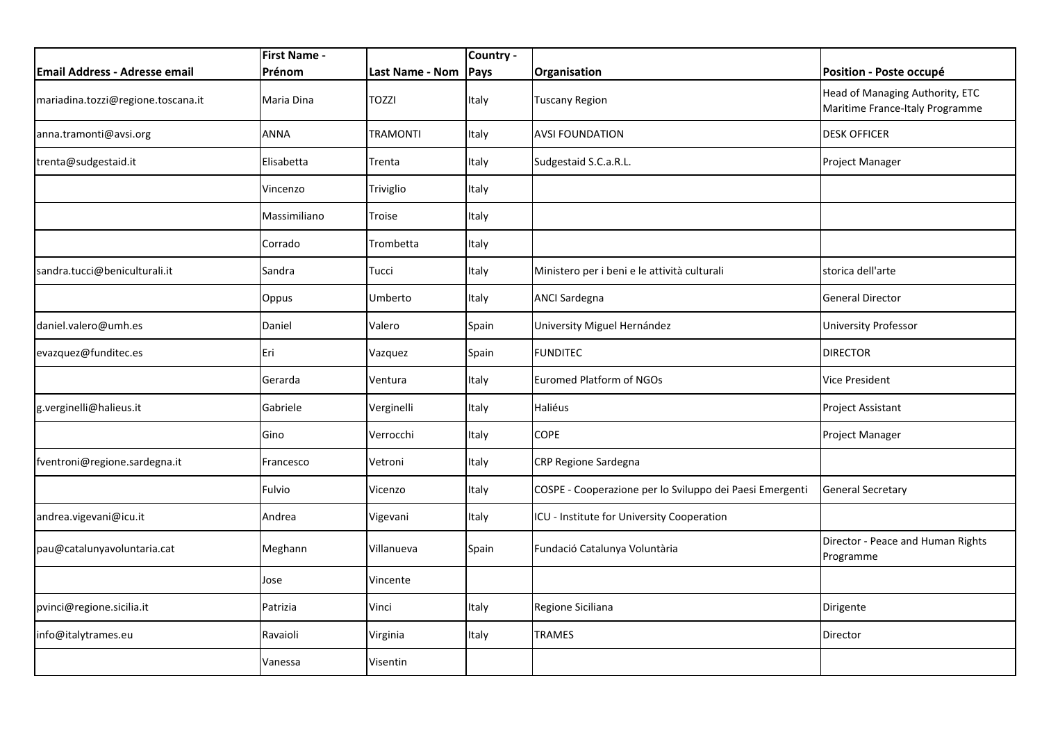| Email Address - Adresse email | First Name - Prénom | Last Name - Nom | Country - Pays | Organisation | Position - Poste occupé |
|---|---|---|---|---|---|
| mariadina.tozzi@regione.toscana.it | Maria Dina | TOZZI | Italy | Tuscany Region | Head of Managing Authority, ETC Maritime France-Italy Programme |
| anna.tramonti@avsi.org | ANNA | TRAMONTI | Italy | AVSI FOUNDATION | DESK OFFICER |
| trenta@sudgestaid.it | Elisabetta | Trenta | Italy | Sudgestaid S.C.a.R.L. | Project Manager |
| | Vincenzo | Triviglio | Italy | | |
| | Massimiliano | Troise | Italy | | |
| | Corrado | Trombetta | Italy | | |
| sandra.tucci@beniculturali.it | Sandra | Tucci | Italy | Ministero per i beni e le attività culturali | storica dell'arte |
| | Oppus | Umberto | Italy | ANCI Sardegna | General Director |
| daniel.valero@umh.es | Daniel | Valero | Spain | University Miguel Hernández | University Professor |
| evazquez@funditec.es | Eri | Vazquez | Spain | FUNDITEC | DIRECTOR |
| | Gerarda | Ventura | Italy | Euromed Platform of NGOs | Vice President |
| g.verginelli@halieus.it | Gabriele | Verginelli | Italy | Haliéus | Project Assistant |
| | Gino | Verrocchi | Italy | COPE | Project Manager |
| fventroni@regione.sardegna.it | Francesco | Vetroni | Italy | CRP Regione Sardegna | |
| | Fulvio | Vicenzo | Italy | COSPE - Cooperazione per lo Sviluppo dei Paesi Emergenti | General Secretary |
| andrea.vigevani@icu.it | Andrea | Vigevani | Italy | ICU - Institute for University Cooperation | |
| pau@catalunyavoluntaria.cat | Meghann | Villanueva | Spain | Fundació Catalunya Voluntària | Director - Peace and Human Rights Programme |
| | Jose | Vincente | | | |
| pvinci@regione.sicilia.it | Patrizia | Vinci | Italy | Regione Siciliana | Dirigente |
| info@italytrames.eu | Ravaioli | Virginia | Italy | TRAMES | Director |
| | Vanessa | Visentin | | | |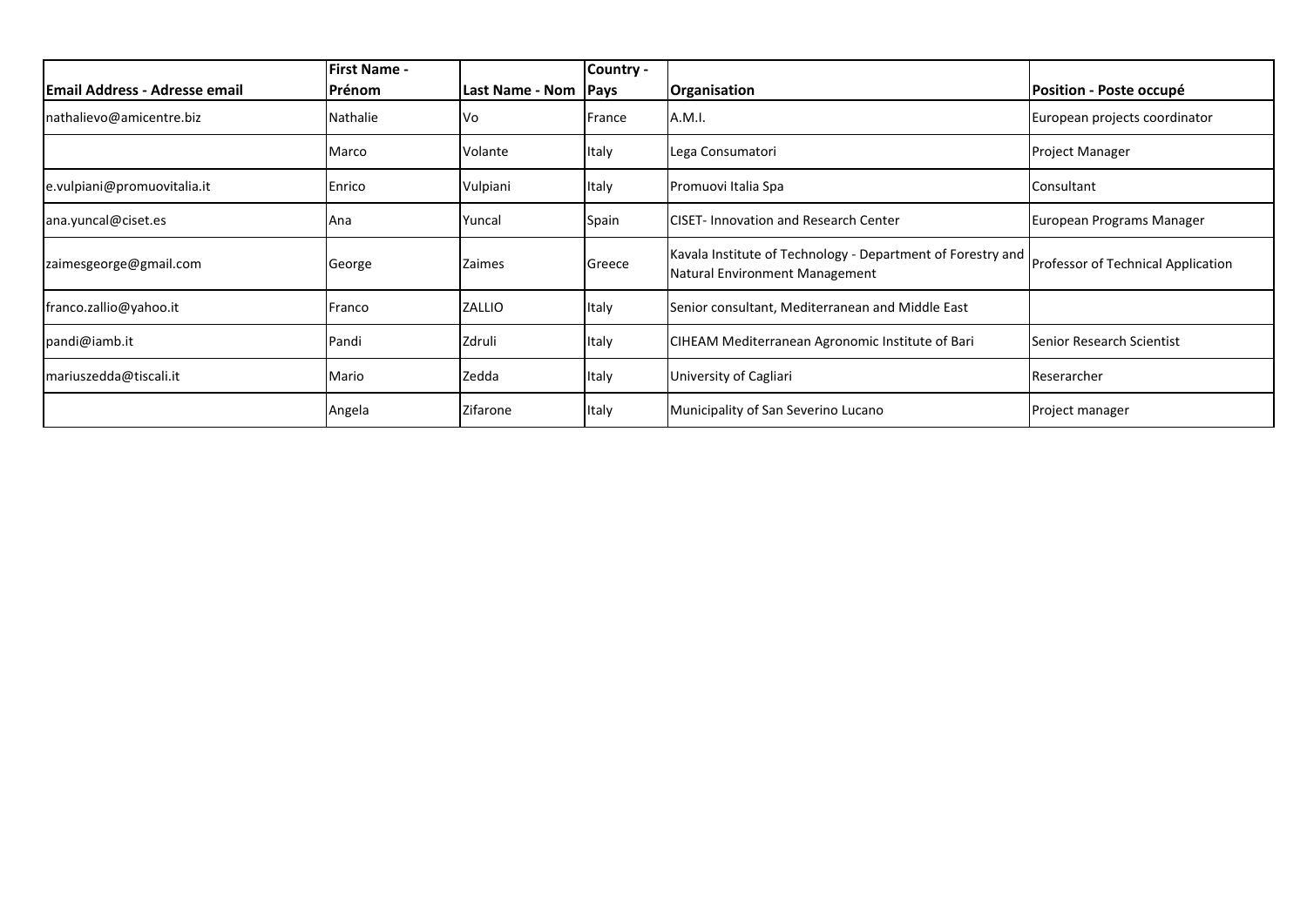| Email Address - Adresse email | First Name - Prénom | Last Name - Nom | Country - Pays | Organisation | Position - Poste occupé |
|---|---|---|---|---|---|
| nathalievo@amicentre.biz | Nathalie | Vo | France | A.M.I. | European projects coordinator |
| | Marco | Volante | Italy | Lega Consumatori | Project Manager |
| e.vulpiani@promuovitalia.it | Enrico | Vulpiani | Italy | Promuovi Italia Spa | Consultant |
| ana.yuncal@ciset.es | Ana | Yuncal | Spain | CISET- Innovation and Research Center | European Programs Manager |
| zaimesgeorge@gmail.com | George | Zaimes | Greece | Kavala Institute of Technology - Department of Forestry and Natural Environment Management | Professor of Technical Application |
| franco.zallio@yahoo.it | Franco | ZALLIO | Italy | Senior consultant, Mediterranean and Middle East | |
| pandi@iamb.it | Pandi | Zdruli | Italy | CIHEAM Mediterranean Agronomic Institute of Bari | Senior Research Scientist |
| mariuszedda@tiscali.it | Mario | Zedda | Italy | University of Cagliari | Reserarcher |
| | Angela | Zifarone | Italy | Municipality of San Severino Lucano | Project manager |